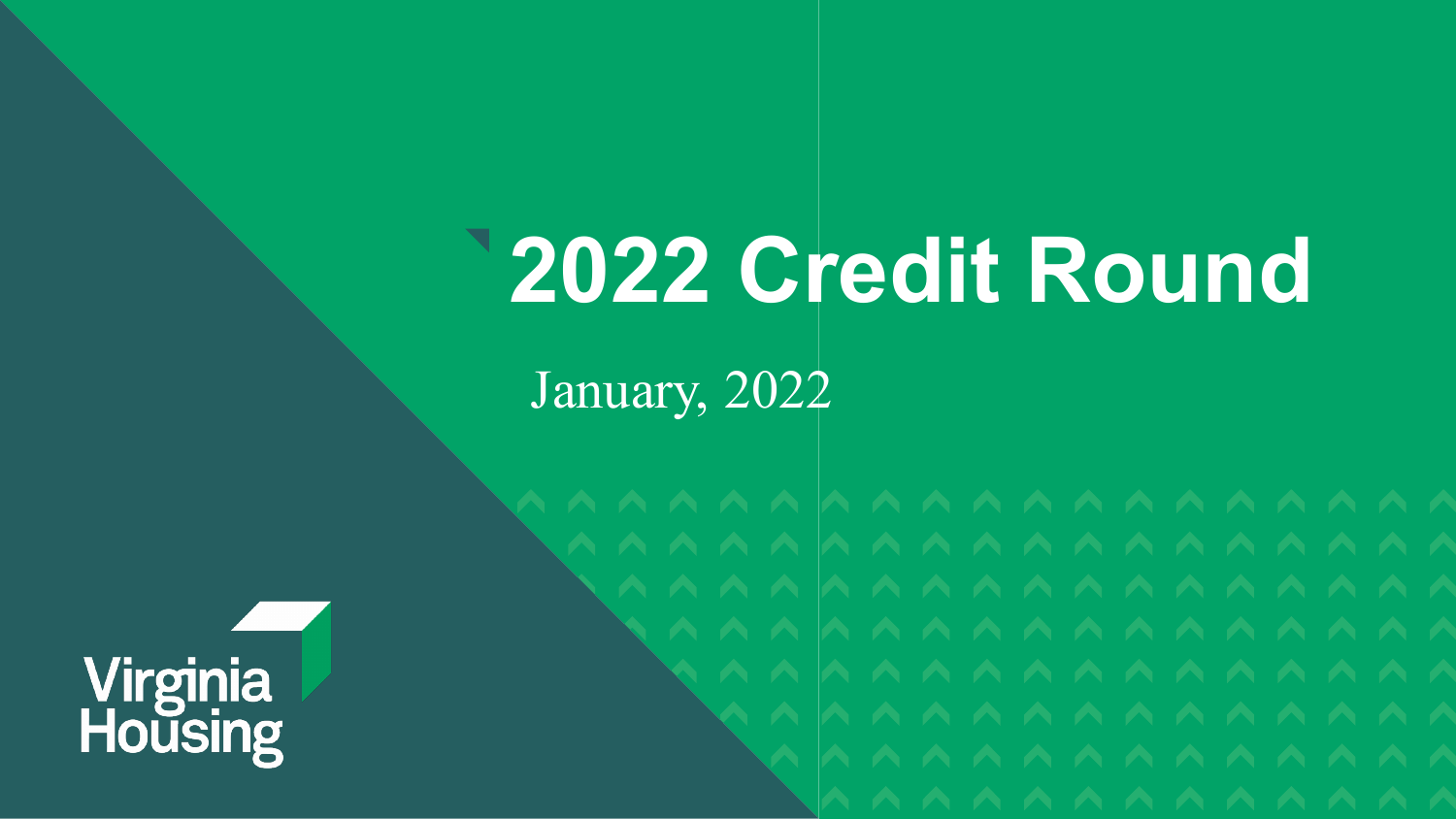# 2022 Credit Round

January, 2022

Virginia Housing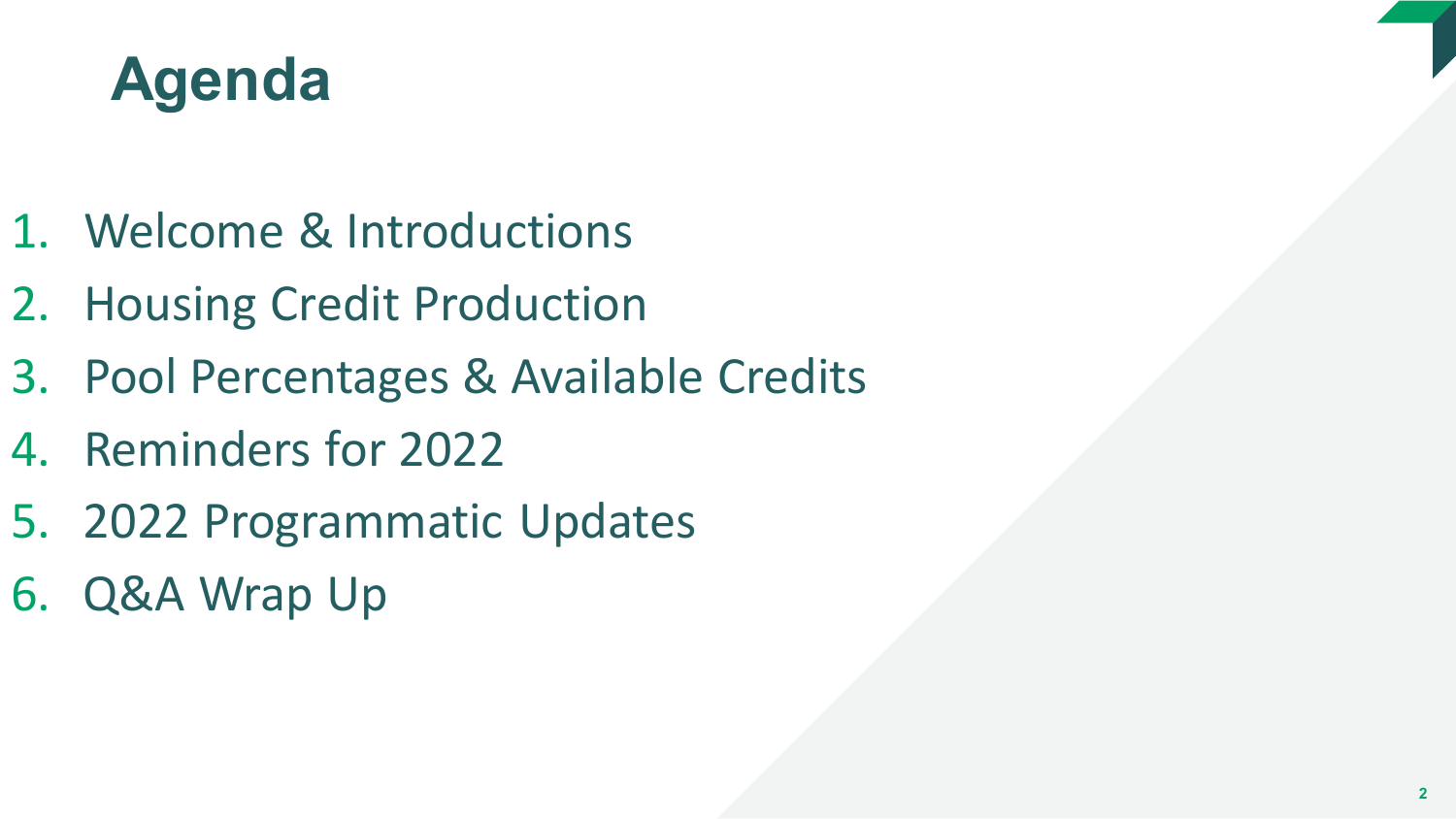# Agenda

1. Welcome & Introductions
2. Housing Credit Production
3. Pool Percentages & Available Credits
4. Reminders for 2022
5. 2022 Programmatic Updates
6. Q&A Wrap Up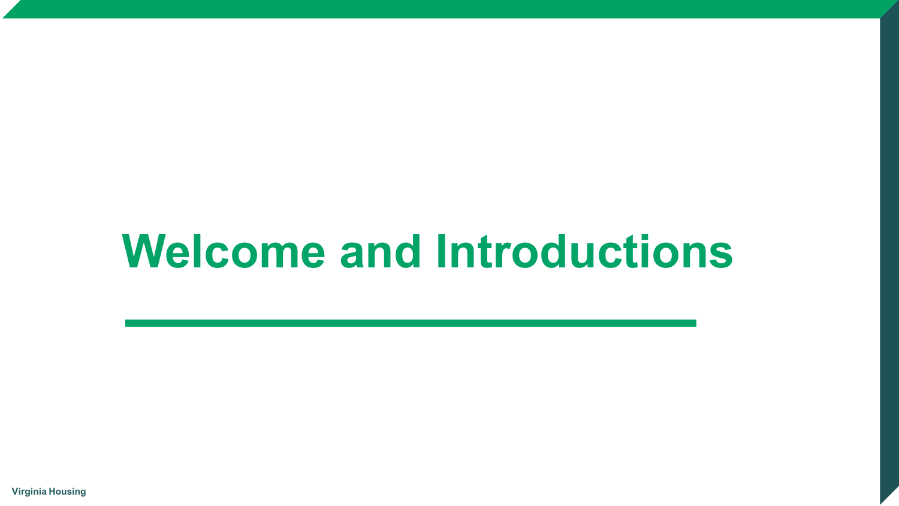# Welcome and Introductions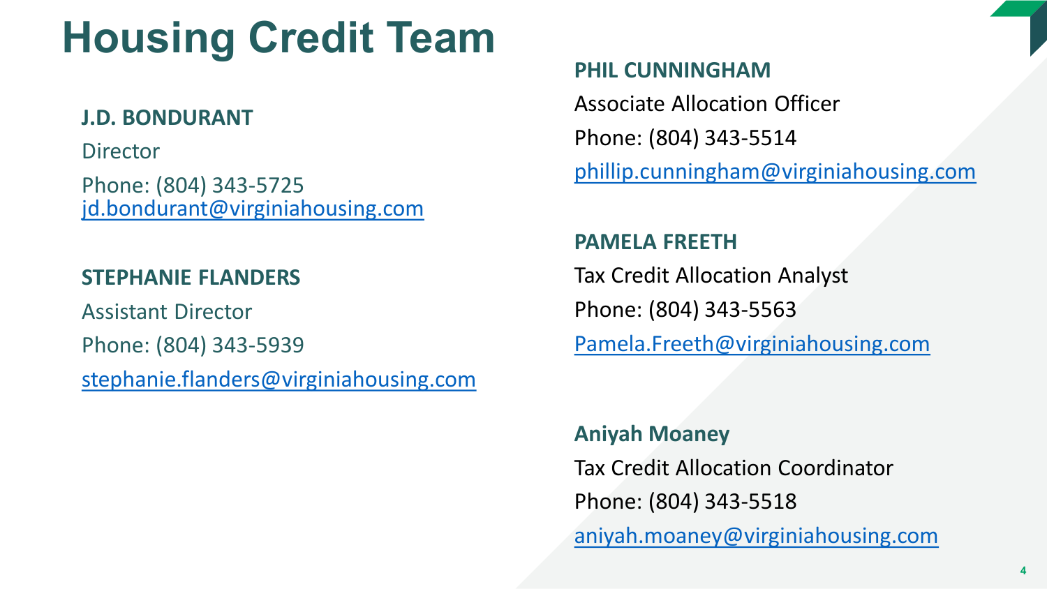# Housing Credit Team

**J.D. BONDURANT**

Director

Phone: (804) 343-5725
jd.bondurant@virginiahousing.com

**STEPHANIE FLANDERS**

Assistant Director

Phone: (804) 343-5939

stephanie.flanders@virginiahousing.com

**PHIL CUNNINGHAM**

Associate Allocation Officer

Phone: (804) 343-5514

phillip.cunningham@virginiahousing.com

**PAMELA FREETH**

Tax Credit Allocation Analyst

Phone: (804) 343-5563

Pamela.Freeth@virginiahousing.com

**Aniyah Moaney**

Tax Credit Allocation Coordinator

Phone: (804) 343-5518

aniyah.moaney@virginiahousing.com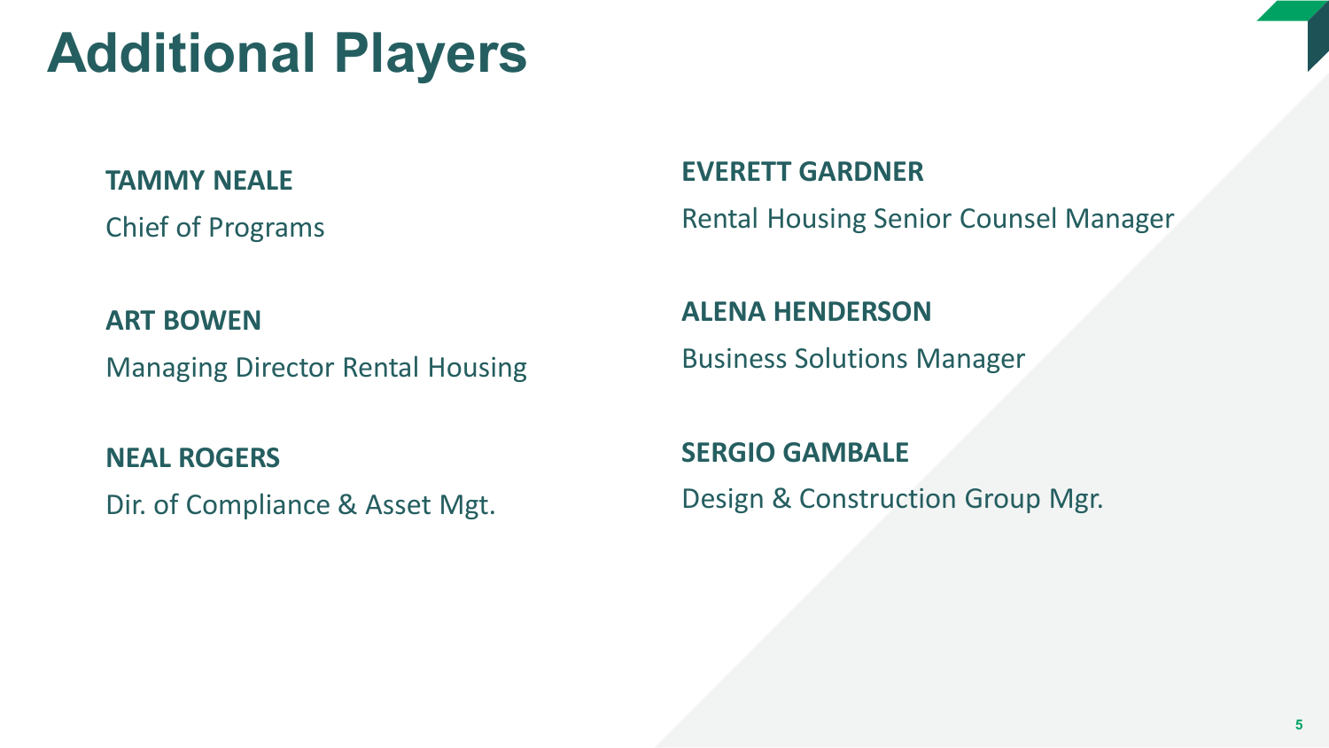# Additional Players

**TAMMY NEALE**
Chief of Programs

**ART BOWEN**
Managing Director Rental Housing

**NEAL ROGERS**
Dir. of Compliance & Asset Mgt.

**EVERETT GARDNER**
Rental Housing Senior Counsel Manager

**ALENA HENDERSON**
Business Solutions Manager

**SERGIO GAMBALE**
Design & Construction Group Mgr.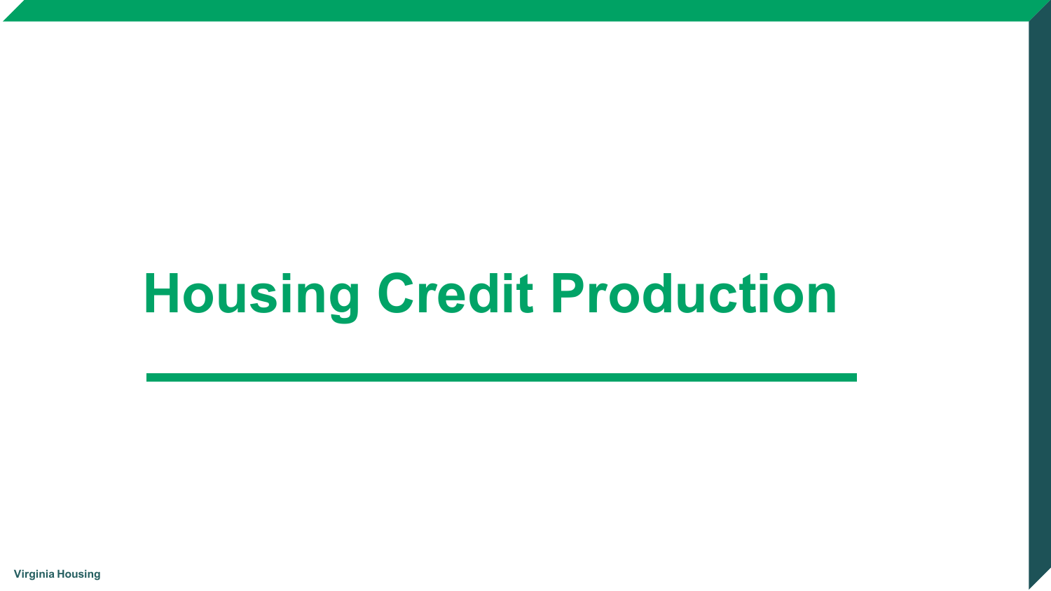# Housing Credit Production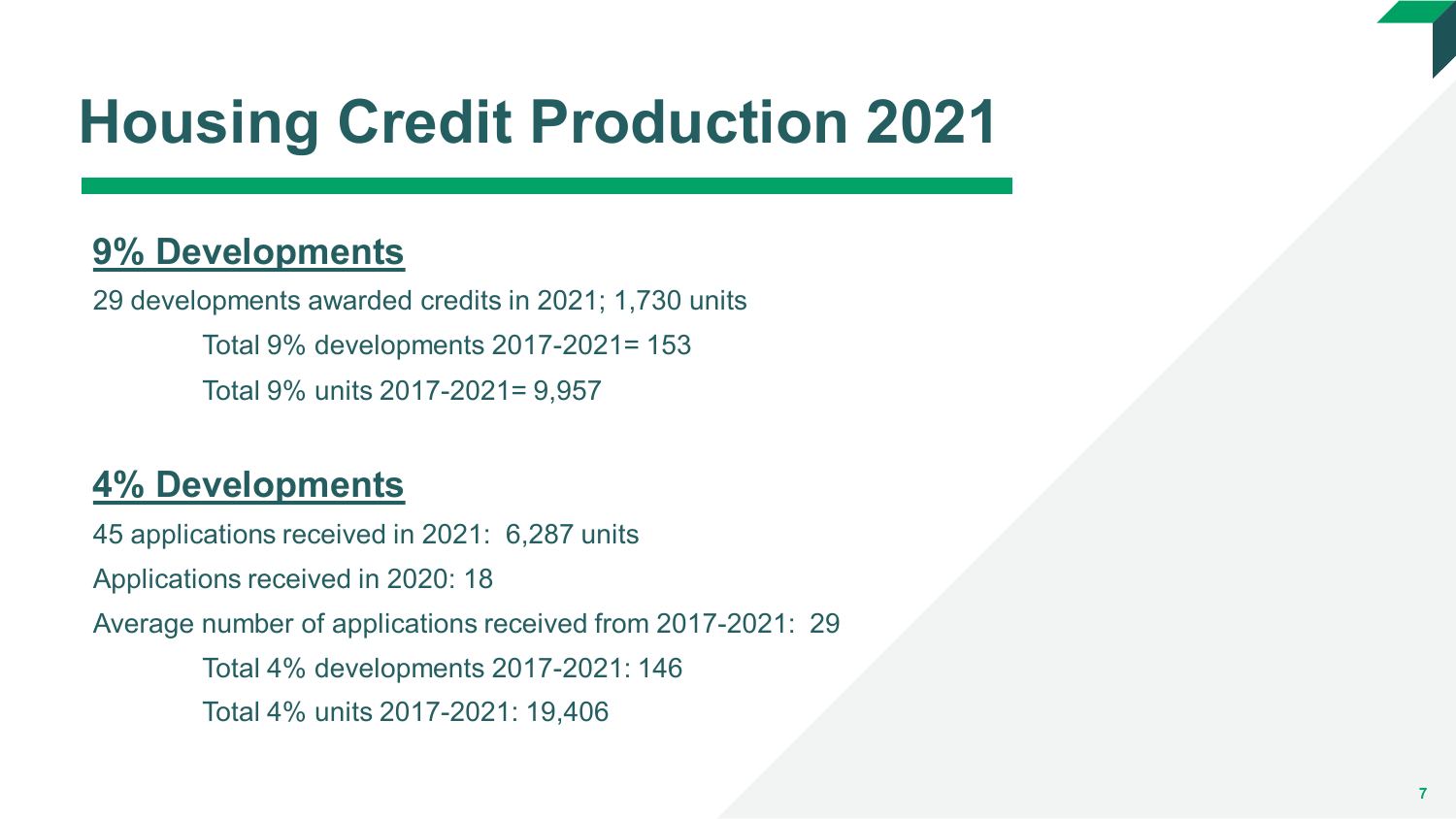# Housing Credit Production 2021

## 9% Developments

29 developments awarded credits in 2021; 1,730 units

Total 9% developments 2017-2021= 153

Total 9% units 2017-2021= 9,957

## 4% Developments

45 applications received in 2021: 6,287 units

Applications received in 2020: 18

Average number of applications received from 2017-2021: 29

Total 4% developments 2017-2021: 146

Total 4% units 2017-2021: 19,406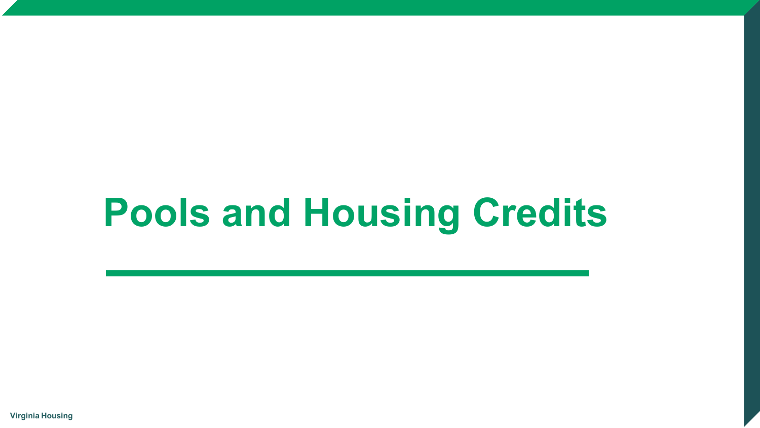# Pools and Housing Credits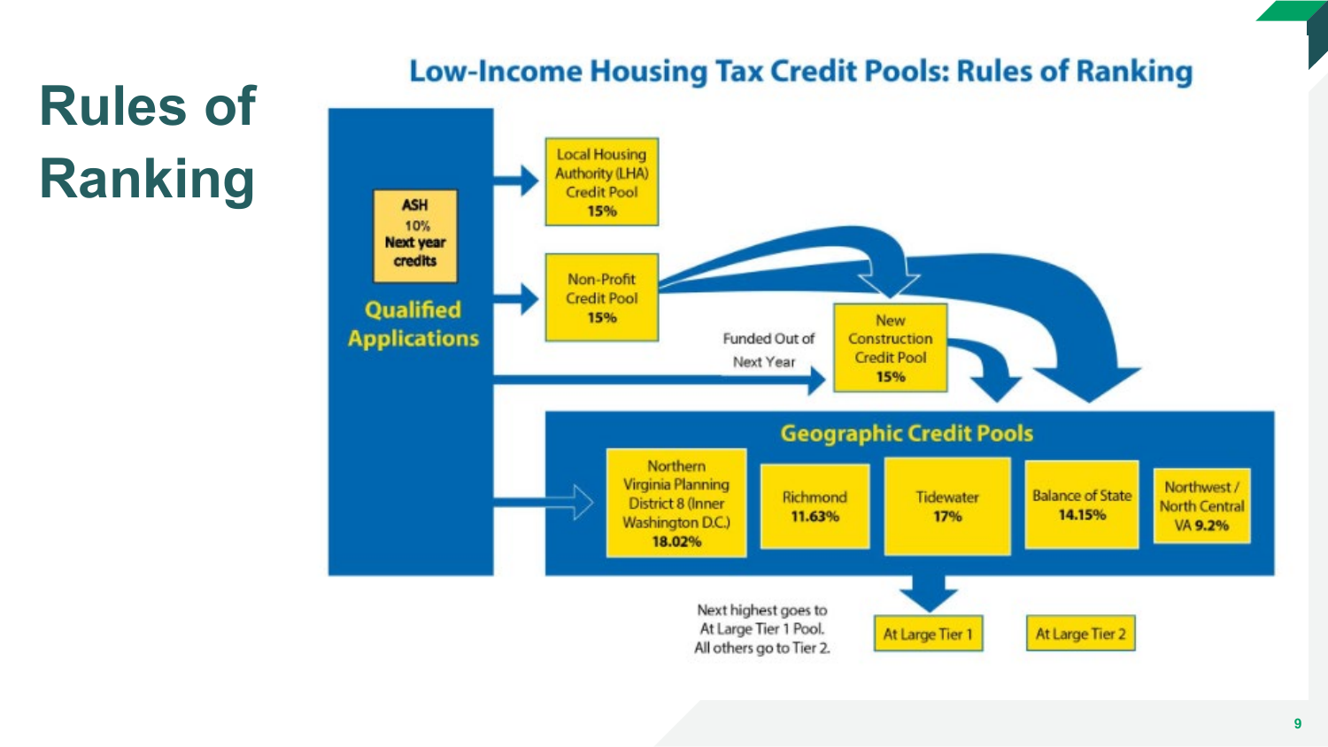# Rules of Ranking

## Low-Income Housing Tax Credit Pools: Rules of Ranking

**Qualified Applications**

**ASH**
10%
**Next year credits**

Local Housing Authority (LHA) Credit Pool
**15%**

Non-Profit Credit Pool
**15%**

Funded Out of Next Year

New Construction Credit Pool
**15%**

**Geographic Credit Pools**

- Northern Virginia Planning District 8 (Inner Washington D.C.) **18.02%**
- Richmond **11.63%**
- Tidewater **17%**
- Balance of State **14.15%**
- Northwest / North Central VA **9.2%**

Next highest goes to At Large Tier 1 Pool. All others go to Tier 2.

At Large Tier 1

At Large Tier 2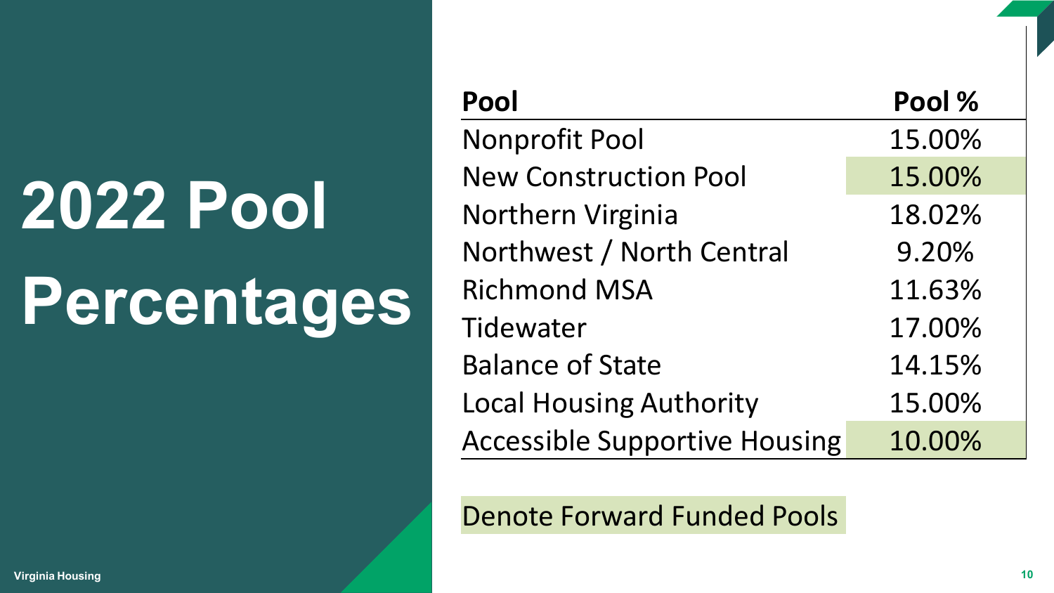# 2022 Pool Percentages

| Pool | Pool % |
|---|---|
| Nonprofit Pool | 15.00% |
| New Construction Pool | 15.00% |
| Northern Virginia | 18.02% |
| Northwest / North Central | 9.20% |
| Richmond MSA | 11.63% |
| Tidewater | 17.00% |
| Balance of State | 14.15% |
| Local Housing Authority | 15.00% |
| Accessible Supportive Housing | 10.00% |

Denote Forward Funded Pools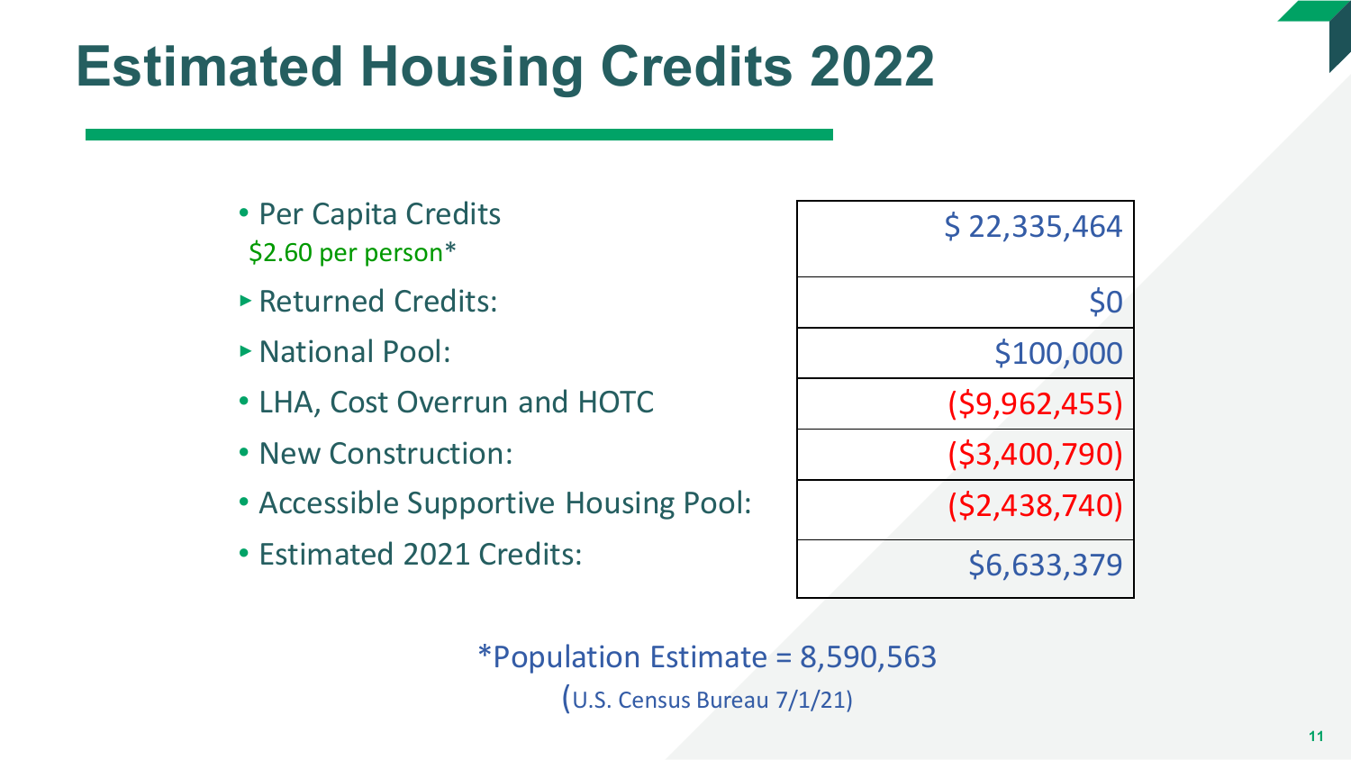# Estimated Housing Credits 2022

| | |
|---|---|
| • Per Capita Credits<br>$2.60 per person* | $ 22,335,464 |
| ▸ Returned Credits: | $0 |
| ▸ National Pool: | $100,000 |
| • LHA, Cost Overrun and HOTC | ($9,962,455) |
| • New Construction: | ($3,400,790) |
| • Accessible Supportive Housing Pool: | ($2,438,740) |
| • Estimated 2021 Credits: | $6,633,379 |

*Population Estimate = 8,590,563

(U.S. Census Bureau 7/1/21)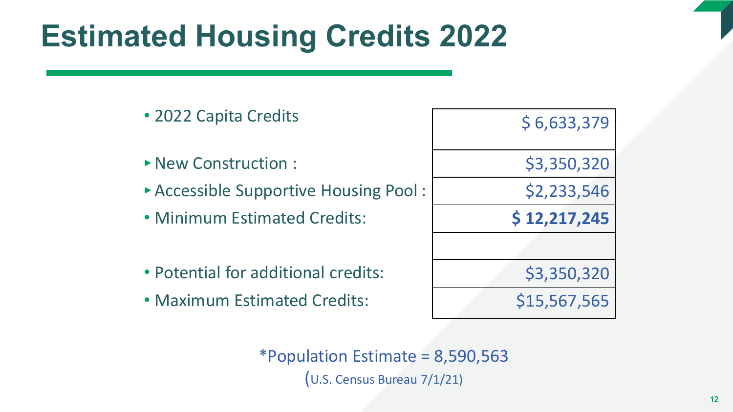# Estimated Housing Credits 2022

| Item | Amount |
|---|---|
| 2022 Capita Credits | $ 6,633,379 |
| ▸ New Construction : | $3,350,320 |
| ▸ Accessible Supportive Housing Pool : | $2,233,546 |
| Minimum Estimated Credits: | **$ 12,217,245** |
| | |
| Potential for additional credits: | $3,350,320 |
| Maximum Estimated Credits: | $15,567,565 |

*Population Estimate = 8,590,563

(U.S. Census Bureau 7/1/21)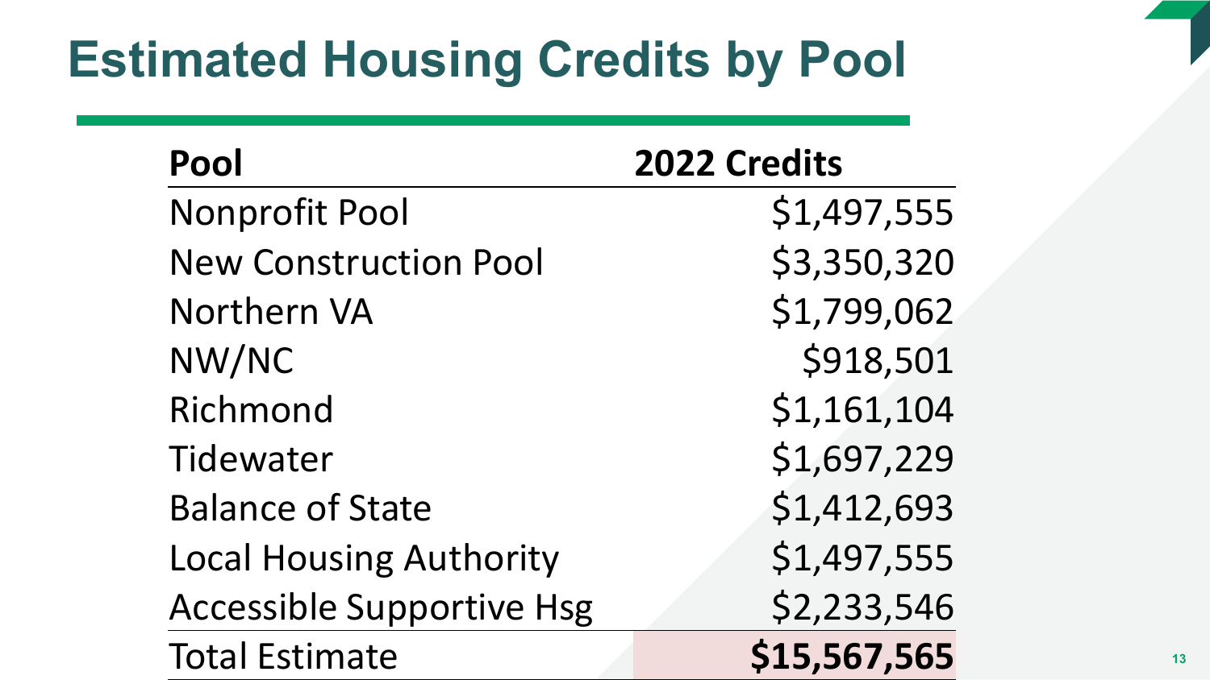# Estimated Housing Credits by Pool

| Pool | 2022 Credits |
|---|---:|
| Nonprofit Pool | $1,497,555 |
| New Construction Pool | $3,350,320 |
| Northern VA | $1,799,062 |
| NW/NC | $918,501 |
| Richmond | $1,161,104 |
| Tidewater | $1,697,229 |
| Balance of State | $1,412,693 |
| Local Housing Authority | $1,497,555 |
| Accessible Supportive Hsg | $2,233,546 |
| Total Estimate | **$15,567,565** |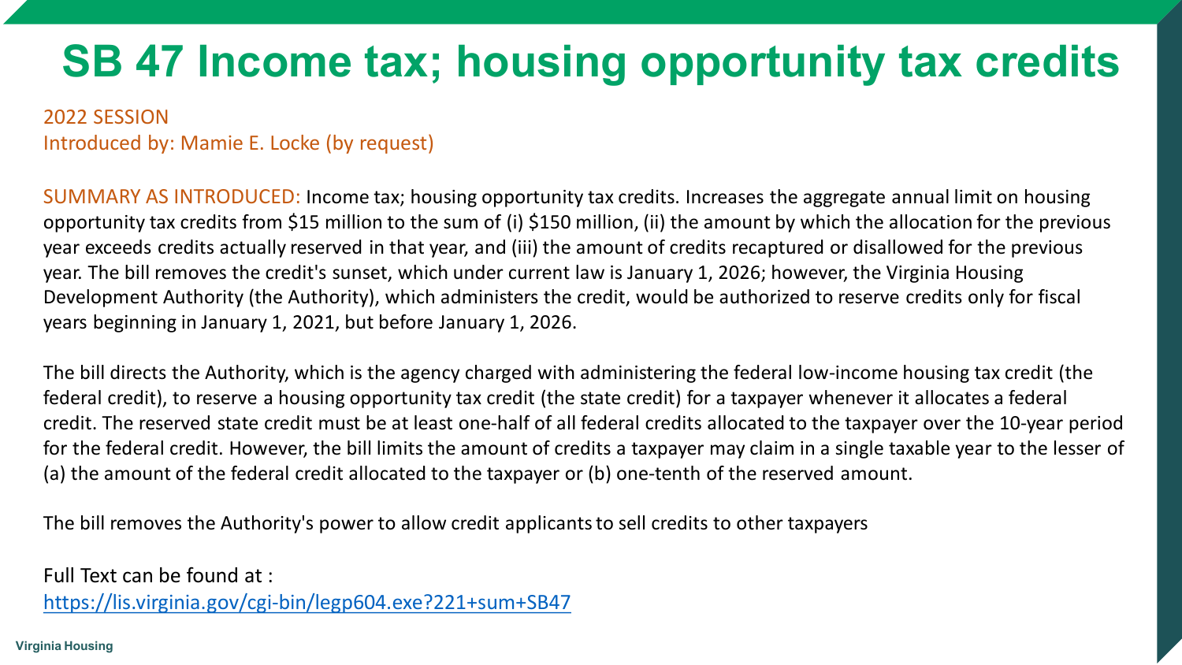# SB 47 Income tax; housing opportunity tax credits

2022 SESSION
Introduced by: Mamie E. Locke (by request)

SUMMARY AS INTRODUCED: Income tax; housing opportunity tax credits. Increases the aggregate annual limit on housing opportunity tax credits from $15 million to the sum of (i) $150 million, (ii) the amount by which the allocation for the previous year exceeds credits actually reserved in that year, and (iii) the amount of credits recaptured or disallowed for the previous year. The bill removes the credit's sunset, which under current law is January 1, 2026; however, the Virginia Housing Development Authority (the Authority), which administers the credit, would be authorized to reserve credits only for fiscal years beginning in January 1, 2021, but before January 1, 2026.

The bill directs the Authority, which is the agency charged with administering the federal low-income housing tax credit (the federal credit), to reserve a housing opportunity tax credit (the state credit) for a taxpayer whenever it allocates a federal credit. The reserved state credit must be at least one-half of all federal credits allocated to the taxpayer over the 10-year period for the federal credit. However, the bill limits the amount of credits a taxpayer may claim in a single taxable year to the lesser of (a) the amount of the federal credit allocated to the taxpayer or (b) one-tenth of the reserved amount.

The bill removes the Authority's power to allow credit applicants to sell credits to other taxpayers

Full Text can be found at :
[https://lis.virginia.gov/cgi-bin/legp604.exe?221+sum+SB47](https://lis.virginia.gov/cgi-bin/legp604.exe?221+sum+SB47)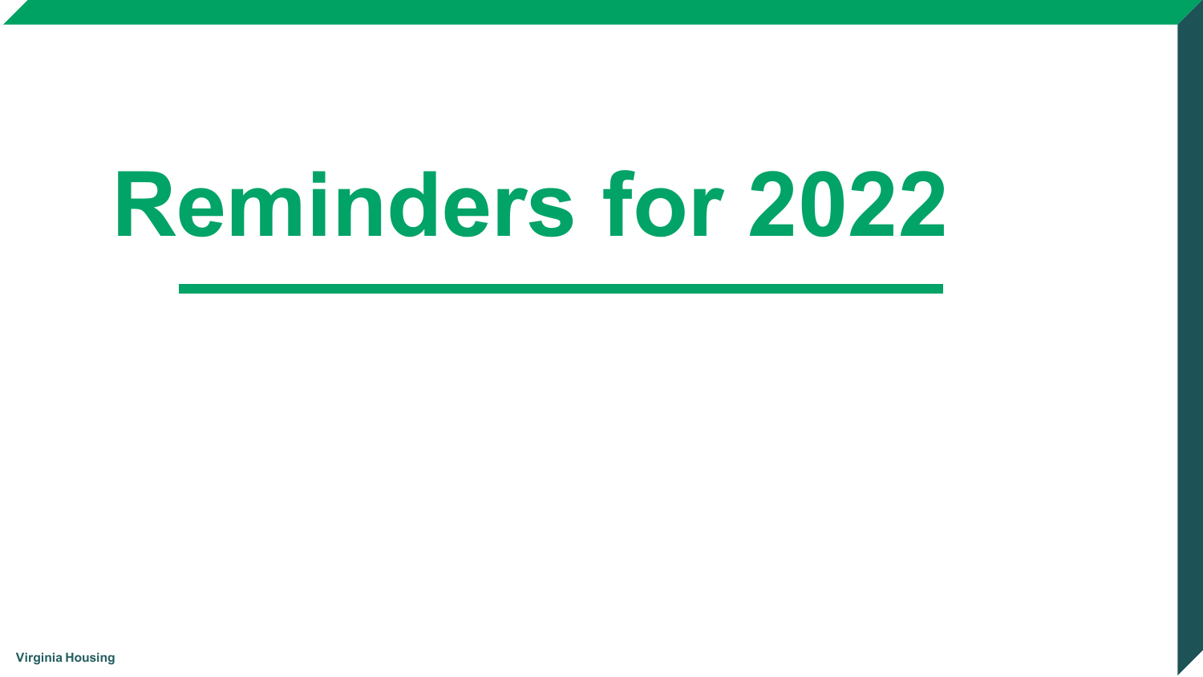# Reminders for 2022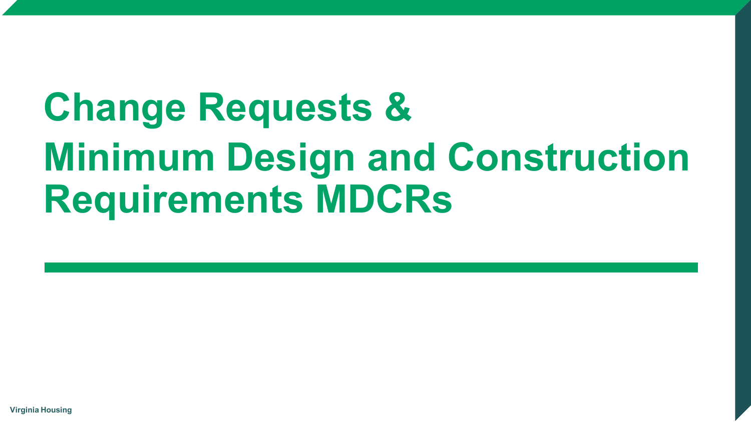# Change Requests & Minimum Design and Construction Requirements MDCRs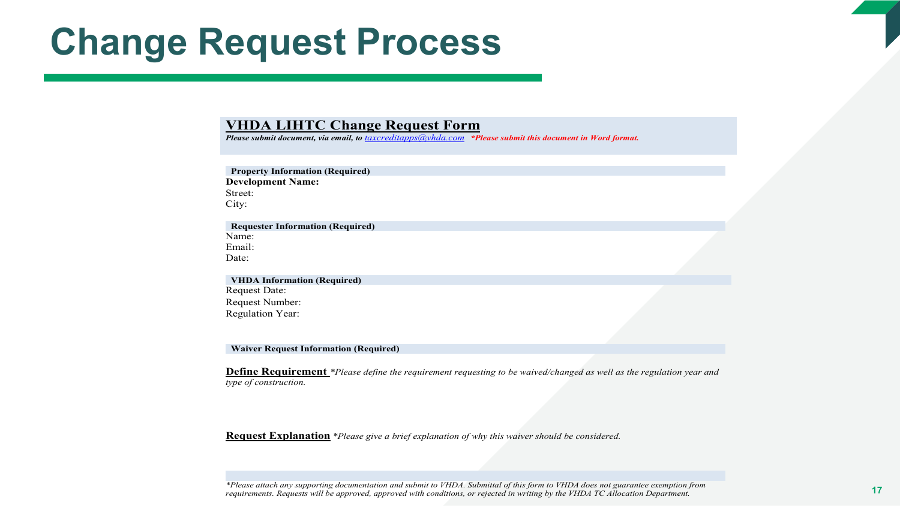# Change Request Process

## VHDA LIHTC Change Request Form

***Please submit document, via email, to** [taxcreditapps@vhda.com](mailto:taxcreditapps@vhda.com)* ***\*Please submit this document in Word format.***

**Property Information (Required)**

**Development Name:**
Street:
City:

**Requester Information (Required)**

Name:
Email:
Date:

**VHDA Information (Required)**

Request Date:
Request Number:
Regulation Year:

**Waiver Request Information (Required)**

**Define Requirement** *\*Please define the requirement requesting to be waived/changed as well as the regulation year and type of construction.*

**Request Explanation** *\*Please give a brief explanation of why this waiver should be considered.*

*\*Please attach any supporting documentation and submit to VHDA. Submittal of this form to VHDA does not guarantee exemption from requirements. Requests will be approved, approved with conditions, or rejected in writing by the VHDA TC Allocation Department.*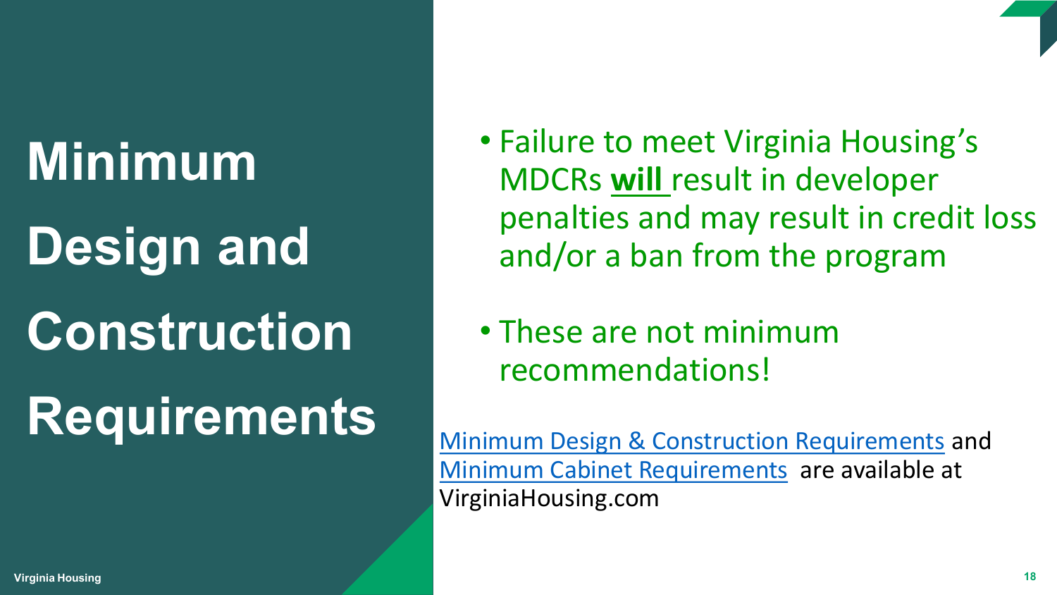# Minimum Design and Construction Requirements

- Failure to meet Virginia Housing's MDCRs **will** result in developer penalties and may result in credit loss and/or a ban from the program
- These are not minimum recommendations!

Minimum Design & Construction Requirements and Minimum Cabinet Requirements are available at VirginiaHousing.com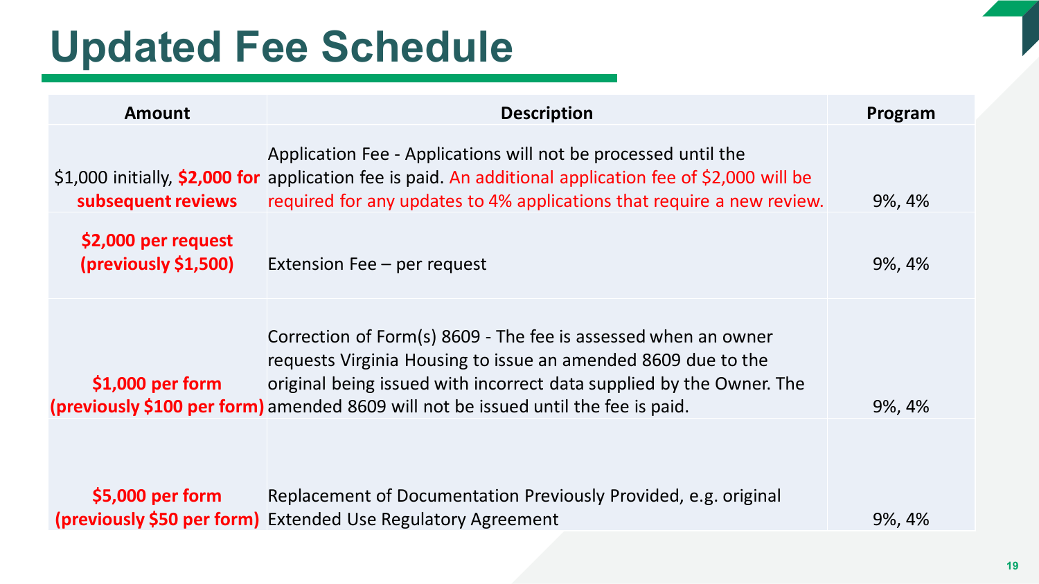# Updated Fee Schedule

| Amount | Description | Program |
|---|---|---|
| $1,000 initially, **$2,000 for subsequent reviews** | Application Fee - Applications will not be processed until the application fee is paid. An additional application fee of $2,000 will be required for any updates to 4% applications that require a new review. | 9%, 4% |
| **$2,000 per request (previously $1,500)** | Extension Fee – per request | 9%, 4% |
| **$1,000 per form (previously $100 per form)** | Correction of Form(s) 8609 - The fee is assessed when an owner requests Virginia Housing to issue an amended 8609 due to the original being issued with incorrect data supplied by the Owner. The amended 8609 will not be issued until the fee is paid. | 9%, 4% |
| **$5,000 per form (previously $50 per form)** | Replacement of Documentation Previously Provided, e.g. original Extended Use Regulatory Agreement | 9%, 4% |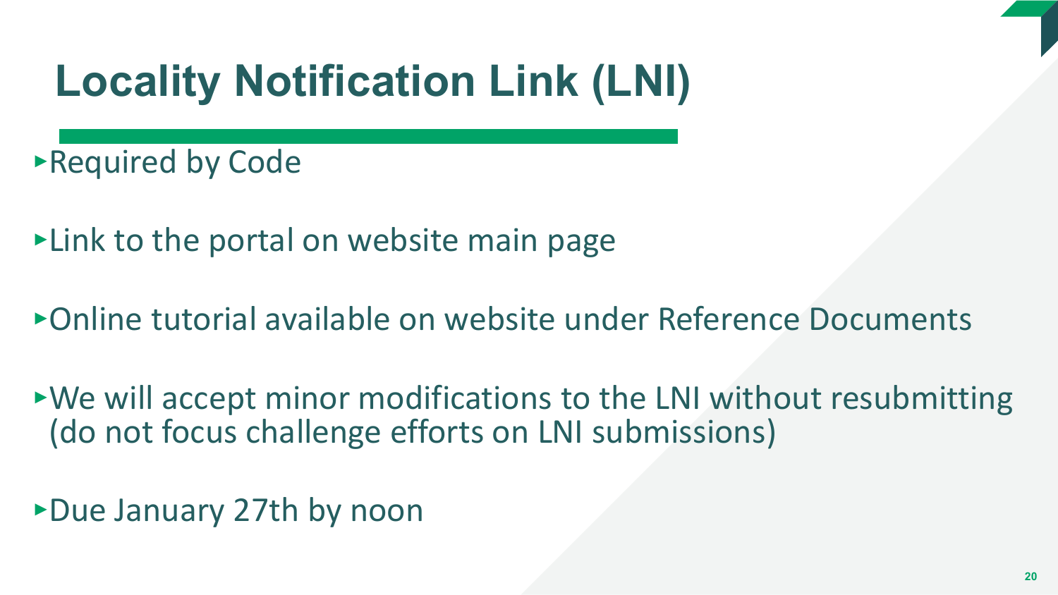# Locality Notification Link (LNI)

- Required by Code
- Link to the portal on website main page
- Online tutorial available on website under Reference Documents
- We will accept minor modifications to the LNI without resubmitting (do not focus challenge efforts on LNI submissions)
- Due January 27th by noon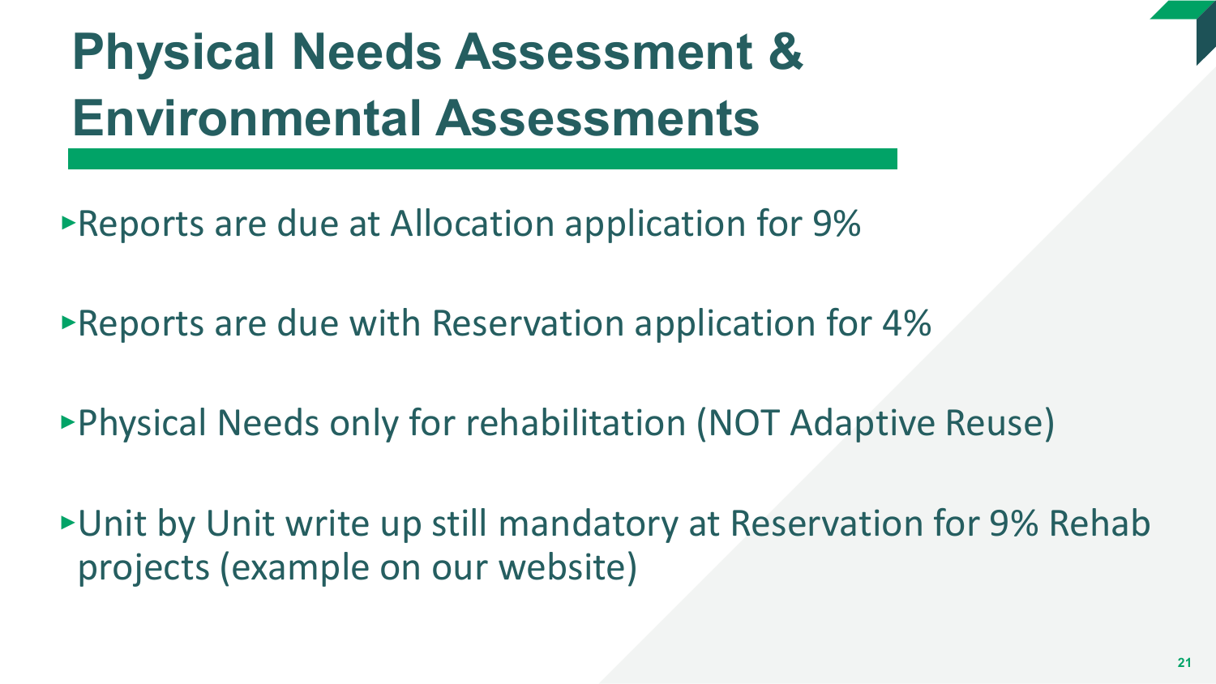# Physical Needs Assessment & Environmental Assessments

- Reports are due at Allocation application for 9%
- Reports are due with Reservation application for 4%
- Physical Needs only for rehabilitation (NOT Adaptive Reuse)
- Unit by Unit write up still mandatory at Reservation for 9% Rehab projects (example on our website)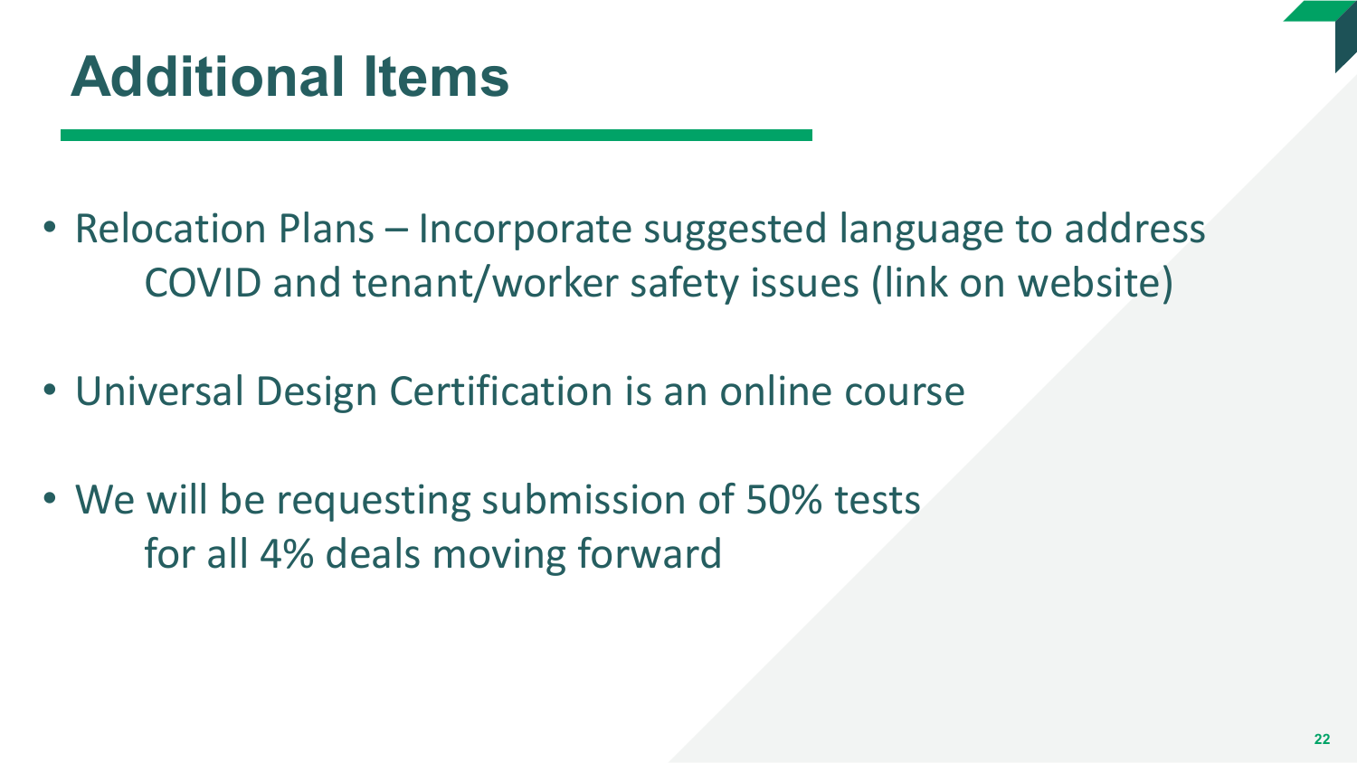# Additional Items

- Relocation Plans – Incorporate suggested language to address COVID and tenant/worker safety issues (link on website)
- Universal Design Certification is an online course
- We will be requesting submission of 50% tests for all 4% deals moving forward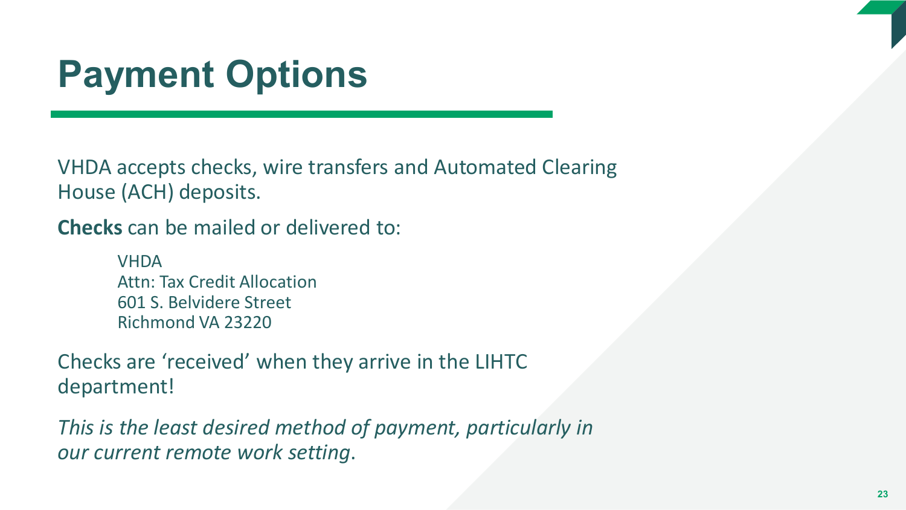# Payment Options

VHDA accepts checks, wire transfers and Automated Clearing House (ACH) deposits.

**Checks** can be mailed or delivered to:

> VHDA
> Attn: Tax Credit Allocation
> 601 S. Belvidere Street
> Richmond VA 23220

Checks are 'received' when they arrive in the LIHTC department!

*This is the least desired method of payment, particularly in our current remote work setting*.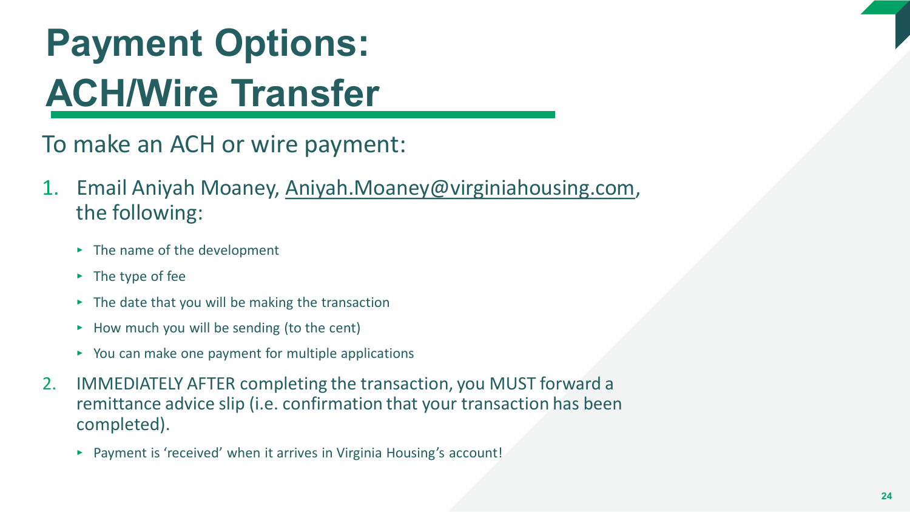# Payment Options: ACH/Wire Transfer

To make an ACH or wire payment:

1. Email Aniyah Moaney, Aniyah.Moaney@virginiahousing.com, the following:
   - The name of the development
   - The type of fee
   - The date that you will be making the transaction
   - How much you will be sending (to the cent)
   - You can make one payment for multiple applications
2. IMMEDIATELY AFTER completing the transaction, you MUST forward a remittance advice slip (i.e. confirmation that your transaction has been completed).
   - Payment is 'received' when it arrives in Virginia Housing's account!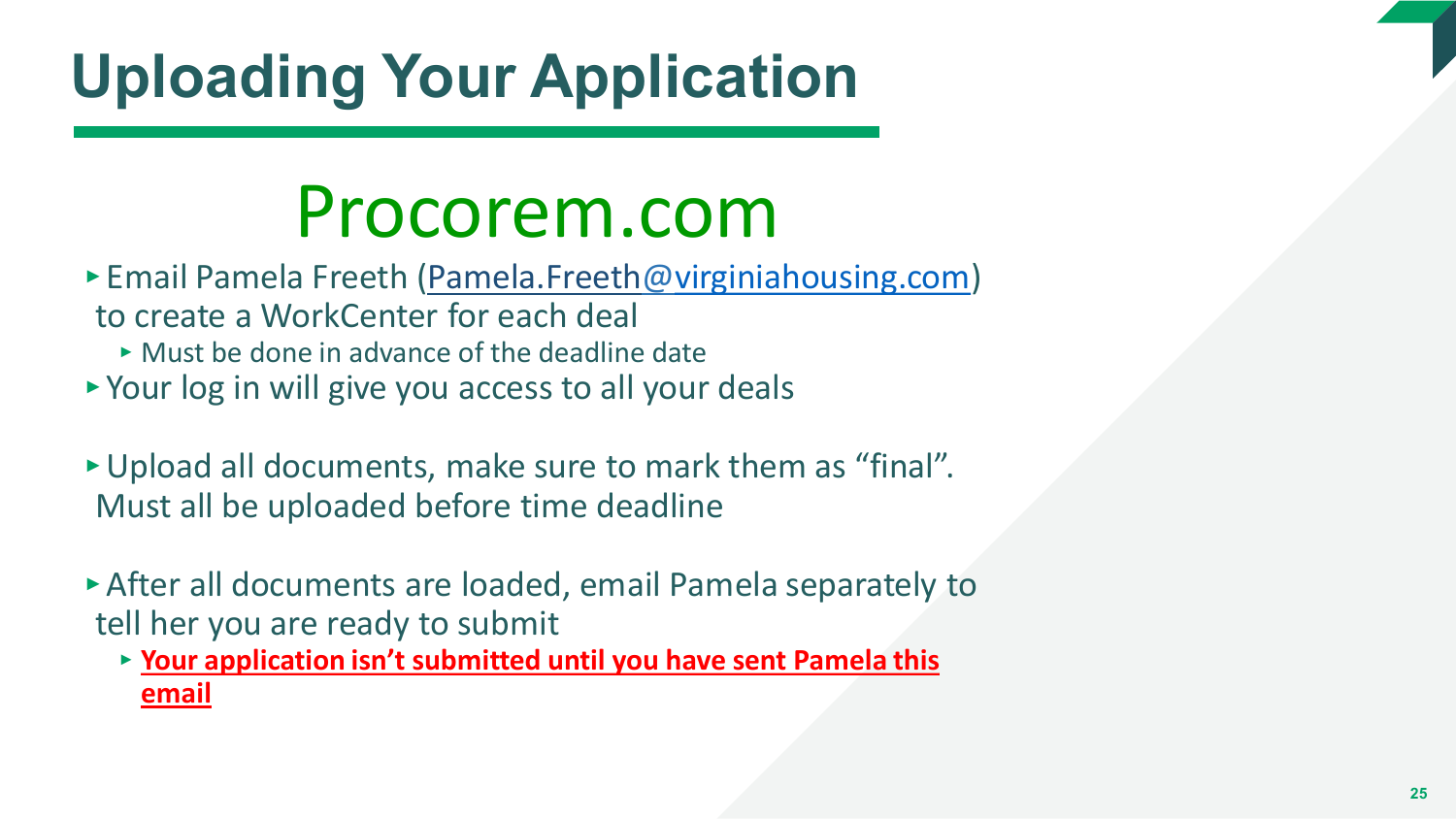# Uploading Your Application

## Procorem.com

- Email Pamela Freeth (Pamela.Freeth@virginiahousing.com) to create a WorkCenter for each deal
  - Must be done in advance of the deadline date
- Your log in will give you access to all your deals
- Upload all documents, make sure to mark them as "final". Must all be uploaded before time deadline
- After all documents are loaded, email Pamela separately to tell her you are ready to submit
  - **Your application isn't submitted until you have sent Pamela this email**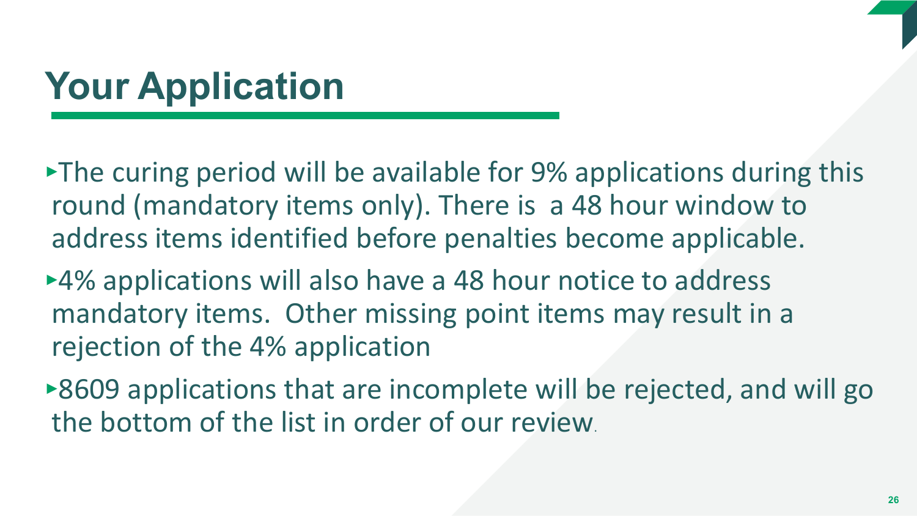# Your Application

- The curing period will be available for 9% applications during this round (mandatory items only). There is a 48 hour window to address items identified before penalties become applicable.
- 4% applications will also have a 48 hour notice to address mandatory items. Other missing point items may result in a rejection of the 4% application
- 8609 applications that are incomplete will be rejected, and will go the bottom of the list in order of our review.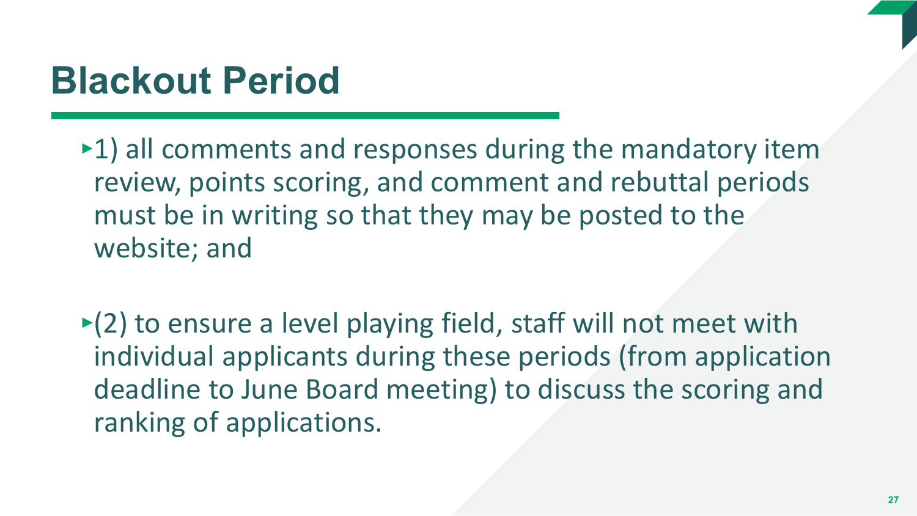# Blackout Period

- 1) all comments and responses during the mandatory item review, points scoring, and comment and rebuttal periods must be in writing so that they may be posted to the website; and

- (2) to ensure a level playing field, staff will not meet with individual applicants during these periods (from application deadline to June Board meeting) to discuss the scoring and ranking of applications.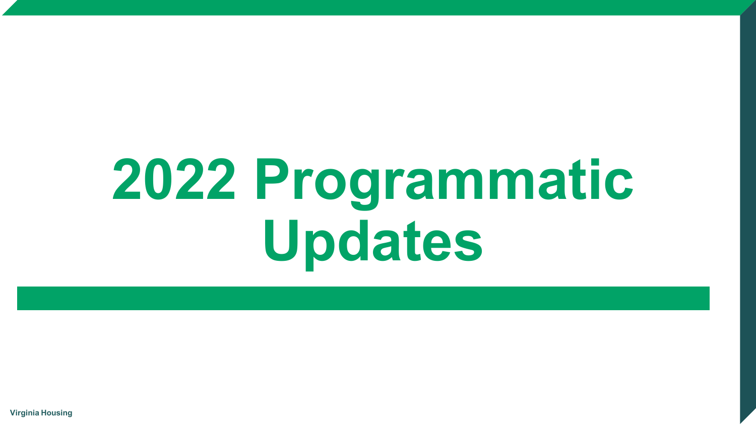# 2022 Programmatic Updates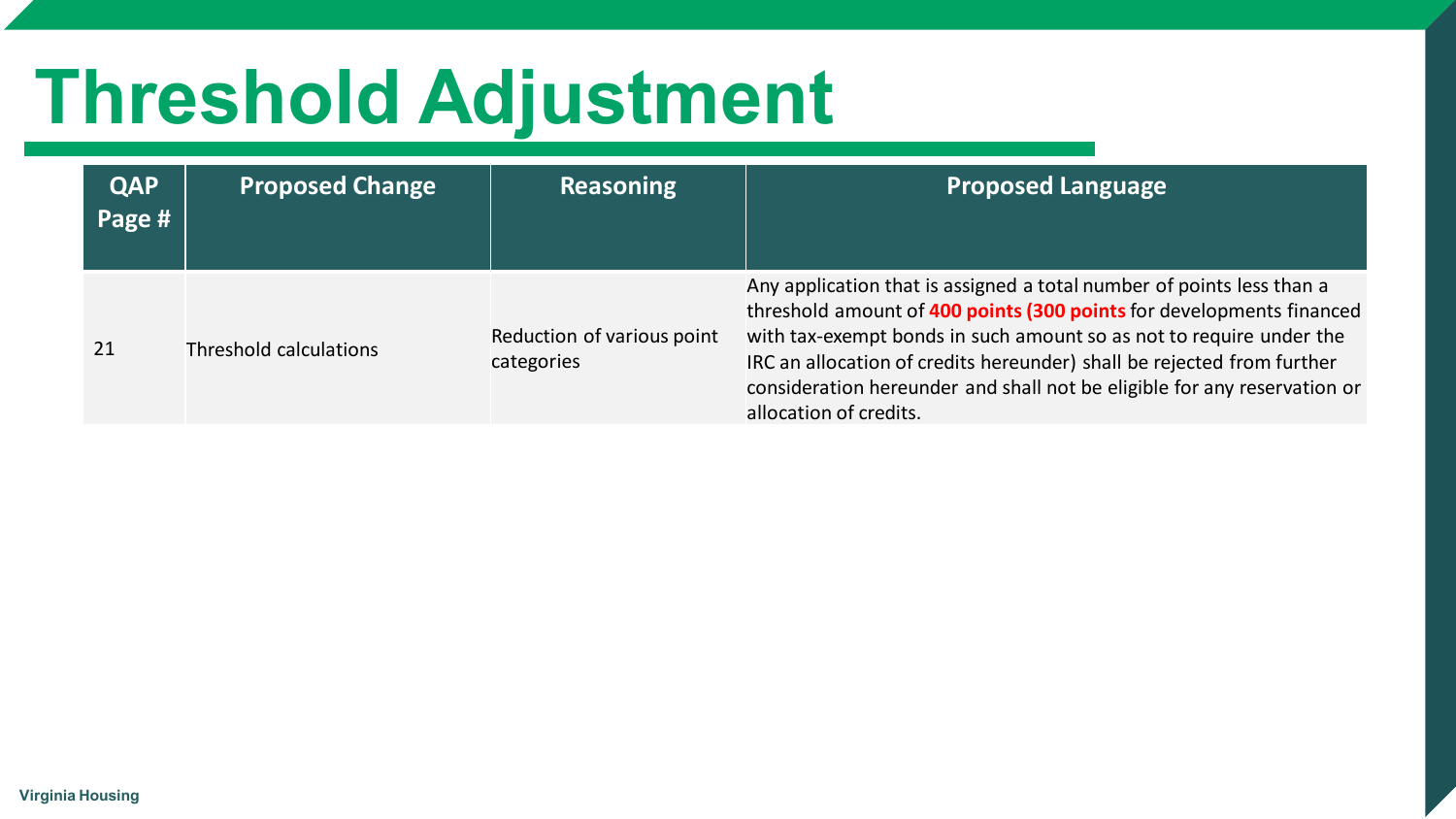# Threshold Adjustment

| QAP Page # | Proposed Change | Reasoning | Proposed Language |
|---|---|---|---|
| 21 | Threshold calculations | Reduction of various point categories | Any application that is assigned a total number of points less than a threshold amount of **400 points (300 points** for developments financed with tax-exempt bonds in such amount so as not to require under the IRC an allocation of credits hereunder) shall be rejected from further consideration hereunder and shall not be eligible for any reservation or allocation of credits. |

Virginia Housing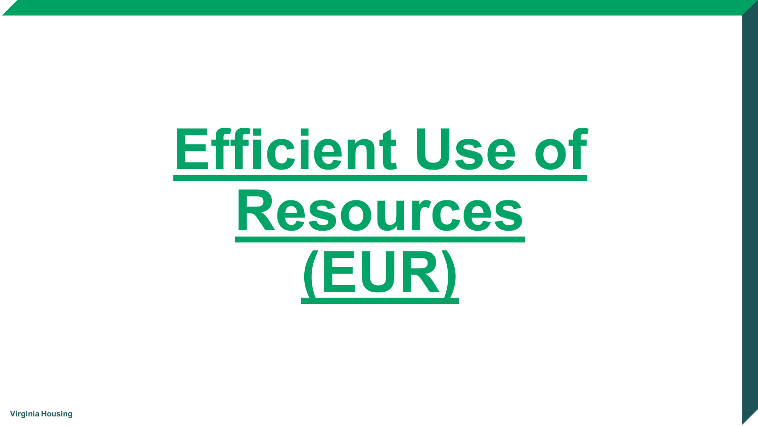# Efficient Use of Resources (EUR)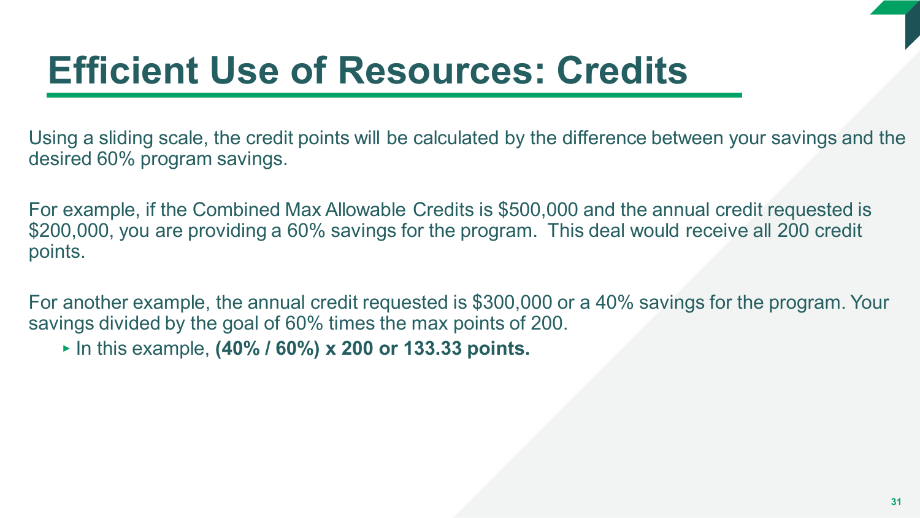# Efficient Use of Resources: Credits

Using a sliding scale, the credit points will be calculated by the difference between your savings and the desired 60% program savings.

For example, if the Combined Max Allowable Credits is $500,000 and the annual credit requested is $200,000, you are providing a 60% savings for the program.  This deal would receive all 200 credit points.

For another example, the annual credit requested is $300,000 or a 40% savings for the program. Your savings divided by the goal of 60% times the max points of 200.

- In this example, **(40% / 60%) x 200 or 133.33 points.**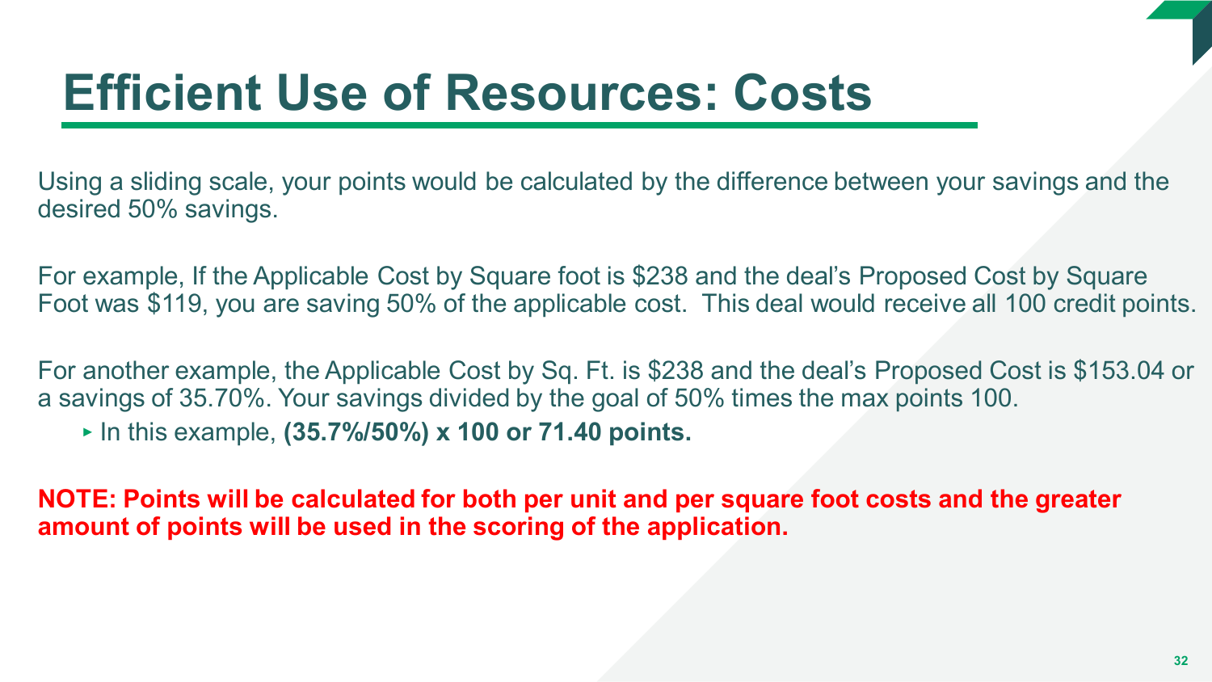# Efficient Use of Resources: Costs

Using a sliding scale, your points would be calculated by the difference between your savings and the desired 50% savings.

For example, If the Applicable Cost by Square foot is $238 and the deal's Proposed Cost by Square Foot was $119, you are saving 50% of the applicable cost. This deal would receive all 100 credit points.

For another example, the Applicable Cost by Sq. Ft. is $238 and the deal's Proposed Cost is $153.04 or a savings of 35.70%. Your savings divided by the goal of 50% times the max points 100.

- In this example, **(35.7%/50%) x 100 or 71.40 points.**

**NOTE: Points will be calculated for both per unit and per square foot costs and the greater amount of points will be used in the scoring of the application.**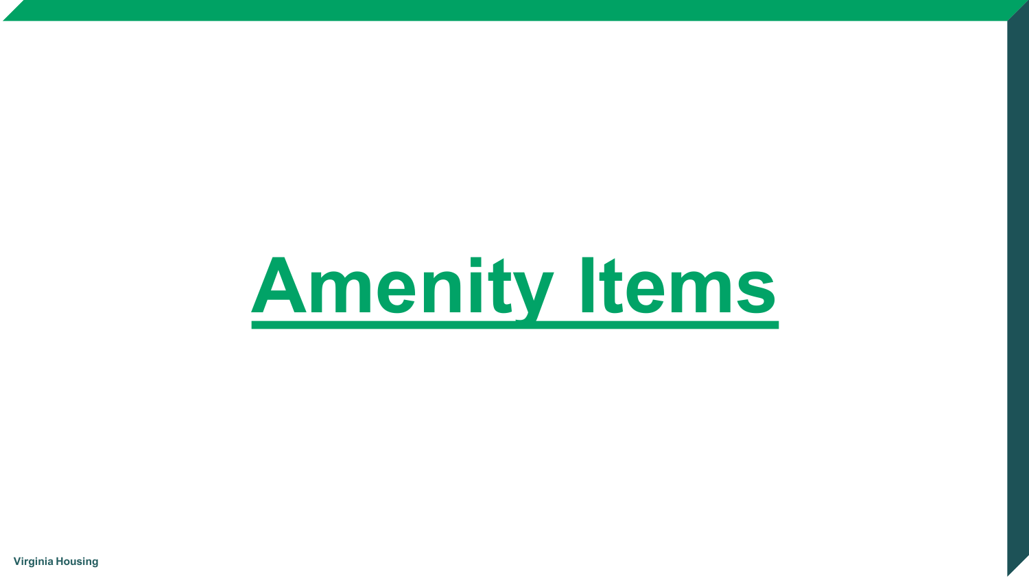# Amenity Items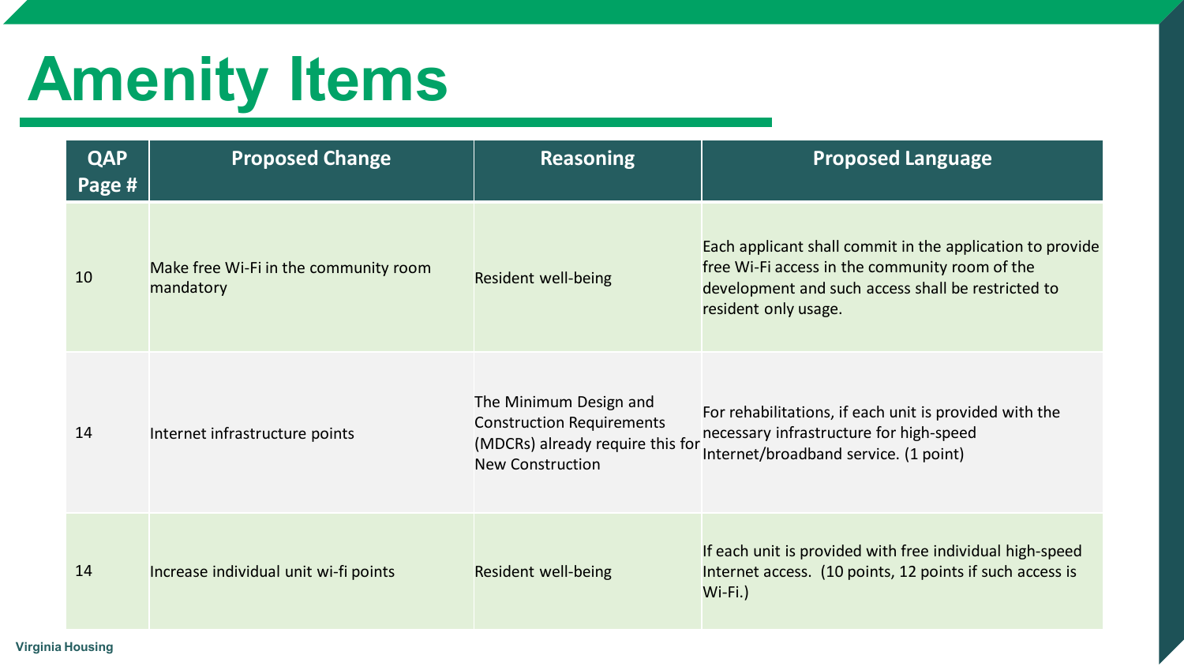# Amenity Items

| QAP Page # | Proposed Change | Reasoning | Proposed Language |
|---|---|---|---|
| 10 | Make free Wi-Fi in the community room mandatory | Resident well-being | Each applicant shall commit in the application to provide free Wi-Fi access in the community room of the development and such access shall be restricted to resident only usage. |
| 14 | Internet infrastructure points | The Minimum Design and Construction Requirements (MDCRs) already require this for New Construction | For rehabilitations, if each unit is provided with the necessary infrastructure for high-speed Internet/broadband service. (1 point) |
| 14 | Increase individual unit wi-fi points | Resident well-being | If each unit is provided with free individual high-speed Internet access. (10 points, 12 points if such access is Wi-Fi.) |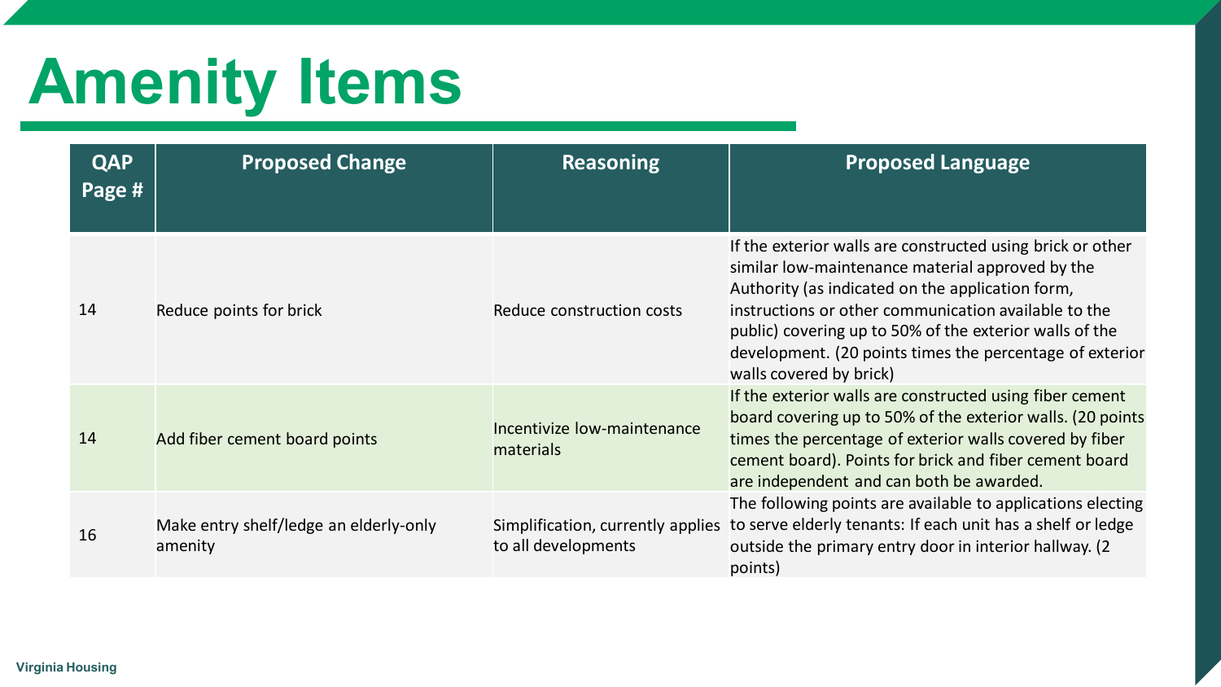# Amenity Items

| QAP Page # | Proposed Change | Reasoning | Proposed Language |
|---|---|---|---|
| 14 | Reduce points for brick | Reduce construction costs | If the exterior walls are constructed using brick or other similar low-maintenance material approved by the Authority (as indicated on the application form, instructions or other communication available to the public) covering up to 50% of the exterior walls of the development. (20 points times the percentage of exterior walls covered by brick) |
| 14 | Add fiber cement board points | Incentivize low-maintenance materials | If the exterior walls are constructed using fiber cement board covering up to 50% of the exterior walls. (20 points times the percentage of exterior walls covered by fiber cement board). Points for brick and fiber cement board are independent and can both be awarded. |
| 16 | Make entry shelf/ledge an elderly-only amenity | Simplification, currently applies to all developments | The following points are available to applications electing to serve elderly tenants: If each unit has a shelf or ledge outside the primary entry door in interior hallway. (2 points) |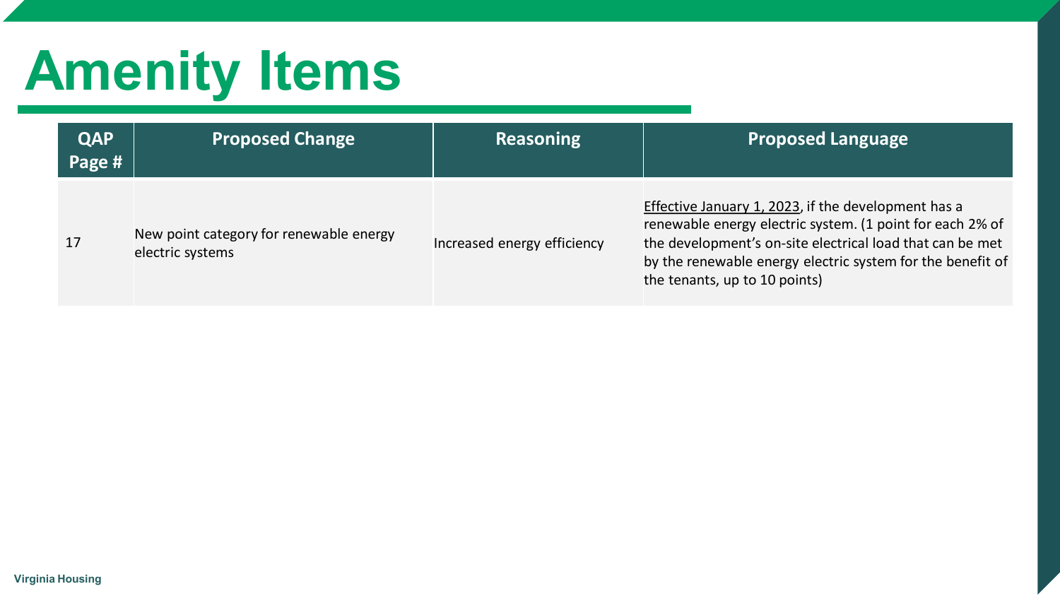# Amenity Items

| QAP Page # | Proposed Change | Reasoning | Proposed Language |
|---|---|---|---|
| 17 | New point category for renewable energy electric systems | Increased energy efficiency | <u>Effective January 1, 2023</u>, if the development has a renewable energy electric system. (1 point for each 2% of the development's on-site electrical load that can be met by the renewable energy electric system for the benefit of the tenants, up to 10 points) |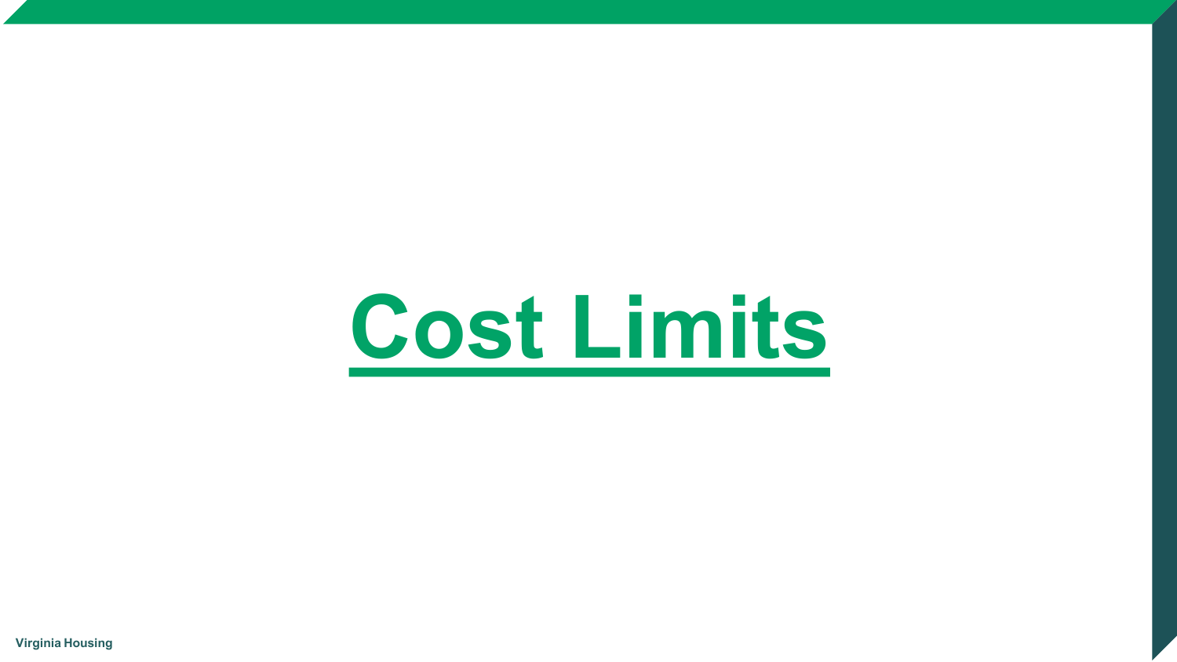# Cost Limits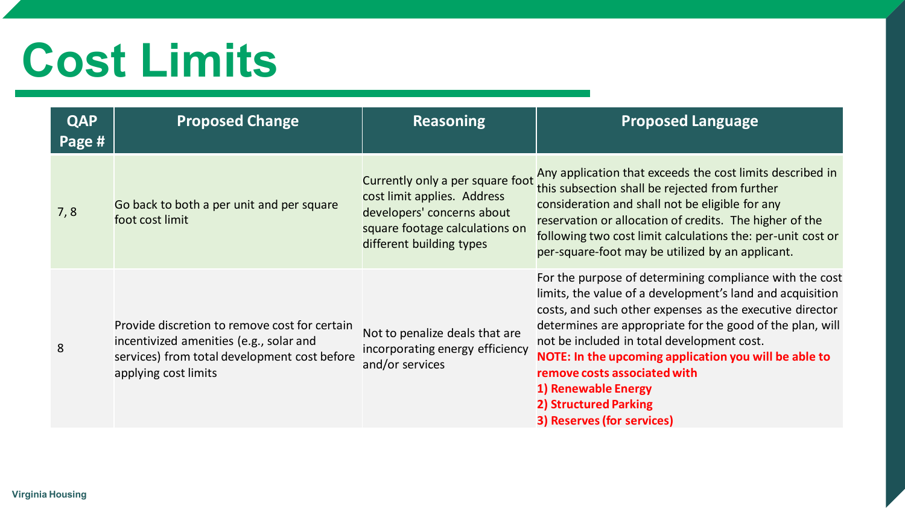# Cost Limits

| QAP Page # | Proposed Change | Reasoning | Proposed Language |
|---|---|---|---|
| 7, 8 | Go back to both a per unit and per square foot cost limit | Currently only a per square foot cost limit applies. Address developers' concerns about square footage calculations on different building types | Any application that exceeds the cost limits described in this subsection shall be rejected from further consideration and shall not be eligible for any reservation or allocation of credits. The higher of the following two cost limit calculations the: per-unit cost or per-square-foot may be utilized by an applicant. |
| 8 | Provide discretion to remove cost for certain incentivized amenities (e.g., solar and services) from total development cost before applying cost limits | Not to penalize deals that are incorporating energy efficiency and/or services | For the purpose of determining compliance with the cost limits, the value of a development's land and acquisition costs, and such other expenses as the executive director determines are appropriate for the good of the plan, will not be included in total development cost. **NOTE: In the upcoming application you will be able to remove costs associated with** **1) Renewable Energy** **2) Structured Parking** **3) Reserves (for services)** |

Virginia Housing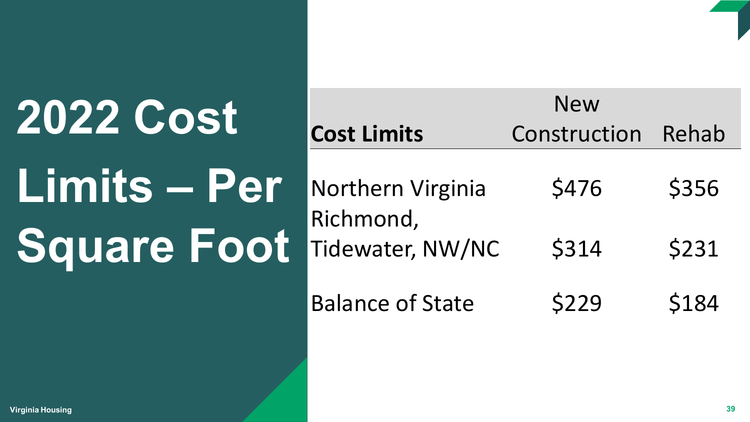# 2022 Cost Limits – Per Square Foot

| Cost Limits | New Construction | Rehab |
|---|---|---|
| Northern Virginia | $476 | $356 |
| Richmond, Tidewater, NW/NC | $314 | $231 |
| Balance of State | $229 | $184 |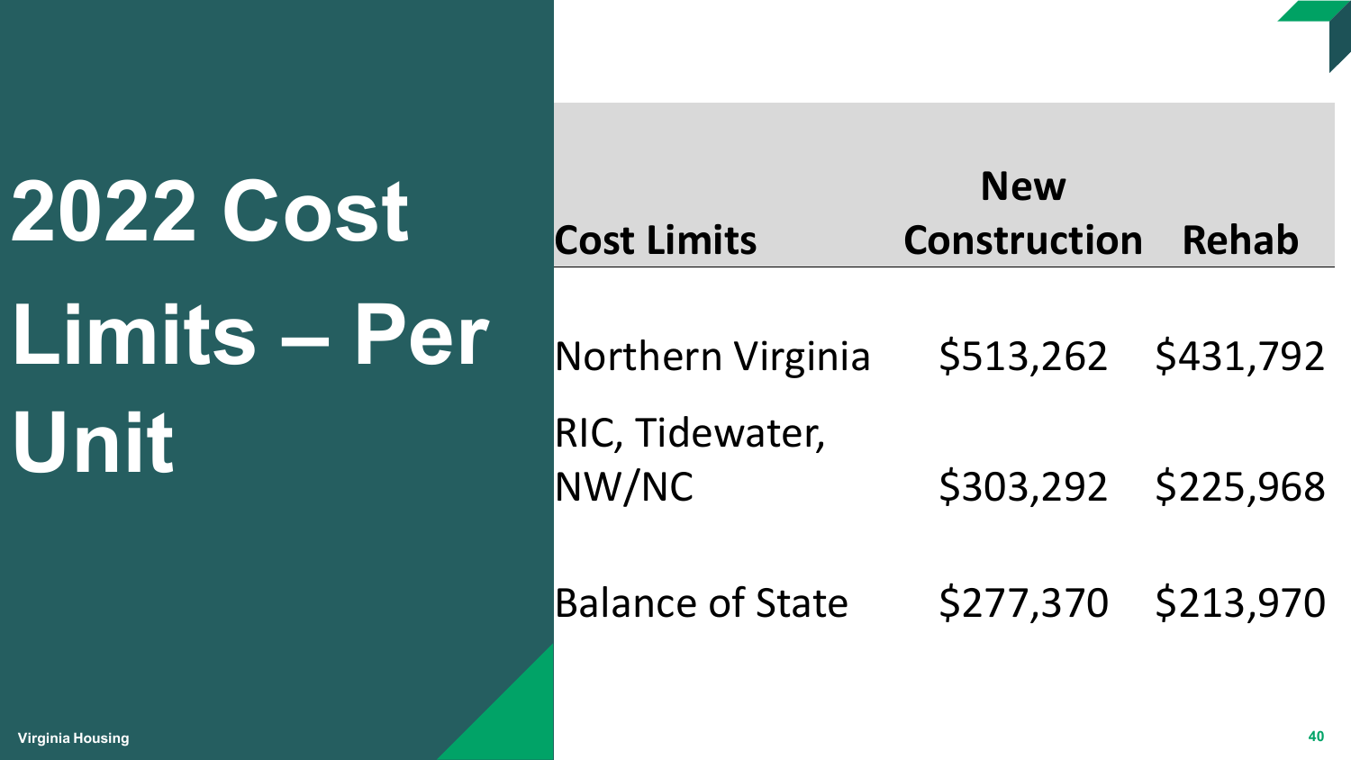# 2022 Cost Limits – Per Unit

| Cost Limits | New Construction | Rehab |
|---|---|---|
| Northern Virginia | $513,262 | $431,792 |
| RIC, Tidewater, NW/NC | $303,292 | $225,968 |
| Balance of State | $277,370 | $213,970 |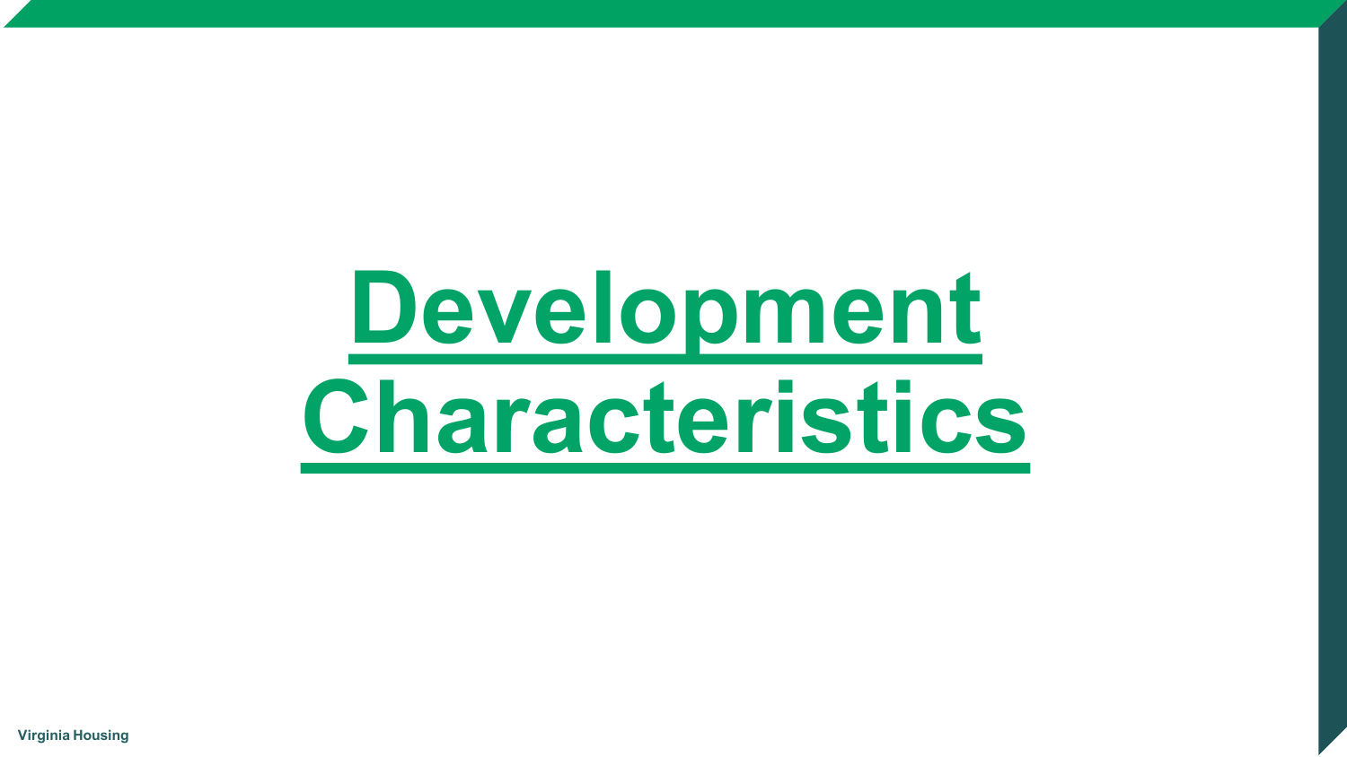# Development Characteristics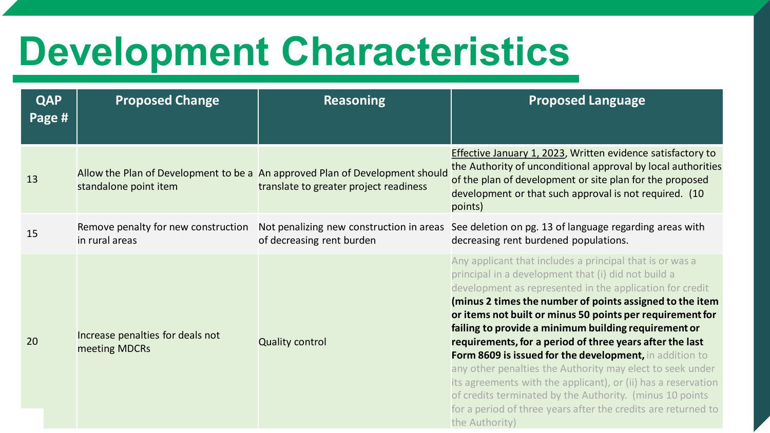# Development Characteristics

| QAP Page # | Proposed Change | Reasoning | Proposed Language |
|---|---|---|---|
| 13 | Allow the Plan of Development to be a standalone point item | An approved Plan of Development should translate to greater project readiness | Effective January 1, 2023, Written evidence satisfactory to the Authority of unconditional approval by local authorities of the plan of development or site plan for the proposed development or that such approval is not required. (10 points) |
| 15 | Remove penalty for new construction in rural areas | Not penalizing new construction in areas of decreasing rent burden | See deletion on pg. 13 of language regarding areas with decreasing rent burdened populations. |
| 20 | Increase penalties for deals not meeting MDCRs | Quality control | Any applicant that includes a principal that is or was a principal in a development that (i) did not build a development as represented in the application for credit **(minus 2 times the number of points assigned to the item or items not built or minus 50 points per requirement for failing to provide a minimum building requirement or requirements, for a period of three years after the last Form 8609 is issued for the development,** in addition to any other penalties the Authority may elect to seek under its agreements with the applicant), or (ii) has a reservation of credits terminated by the Authority. (minus 10 points for a period of three years after the credits are returned to the Authority) |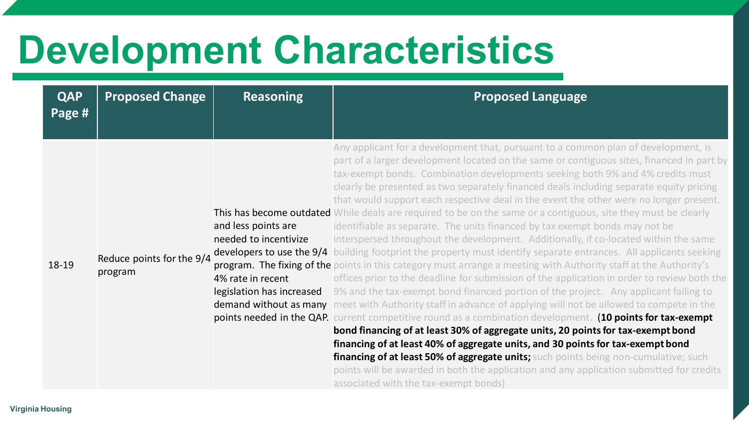# Development Characteristics

| QAP Page # | Proposed Change | Reasoning | Proposed Language |
|---|---|---|---|
| 18-19 | Reduce points for the 9/4 program | This has become outdated and less points are needed to incentivize developers to use the 9/4 program. The fixing of the 4% rate in recent legislation has increased demand without as many points needed in the QAP. | Any applicant for a development that, pursuant to a common plan of development, is part of a larger development located on the same or contiguous sites, financed in part by tax-exempt bonds. Combination developments seeking both 9% and 4% credits must clearly be presented as two separately financed deals including separate equity pricing that would support each respective deal in the event the other were no longer present. While deals are required to be on the same or a contiguous, site they must be clearly identifiable as separate. The units financed by tax exempt bonds may not be interspersed throughout the development. Additionally, if co-located within the same building footprint the property must identify separate entrances. All applicants seeking points in this category must arrange a meeting with Authority staff at the Authority's offices prior to the deadline for submission of the application in order to review both the 9% and the tax-exempt bond financed portion of the project. Any applicant failing to meet with Authority staff in advance of applying will not be allowed to compete in the current competitive round as a combination development. (**10 points for tax-exempt bond financing of at least 30% of aggregate units, 20 points for tax-exempt bond financing of at least 40% of aggregate units, and 30 points for tax-exempt bond financing of at least 50% of aggregate units;** such points being non-cumulative; such points will be awarded in both the application and any application submitted for credits associated with the tax-exempt bonds) |

Virginia Housing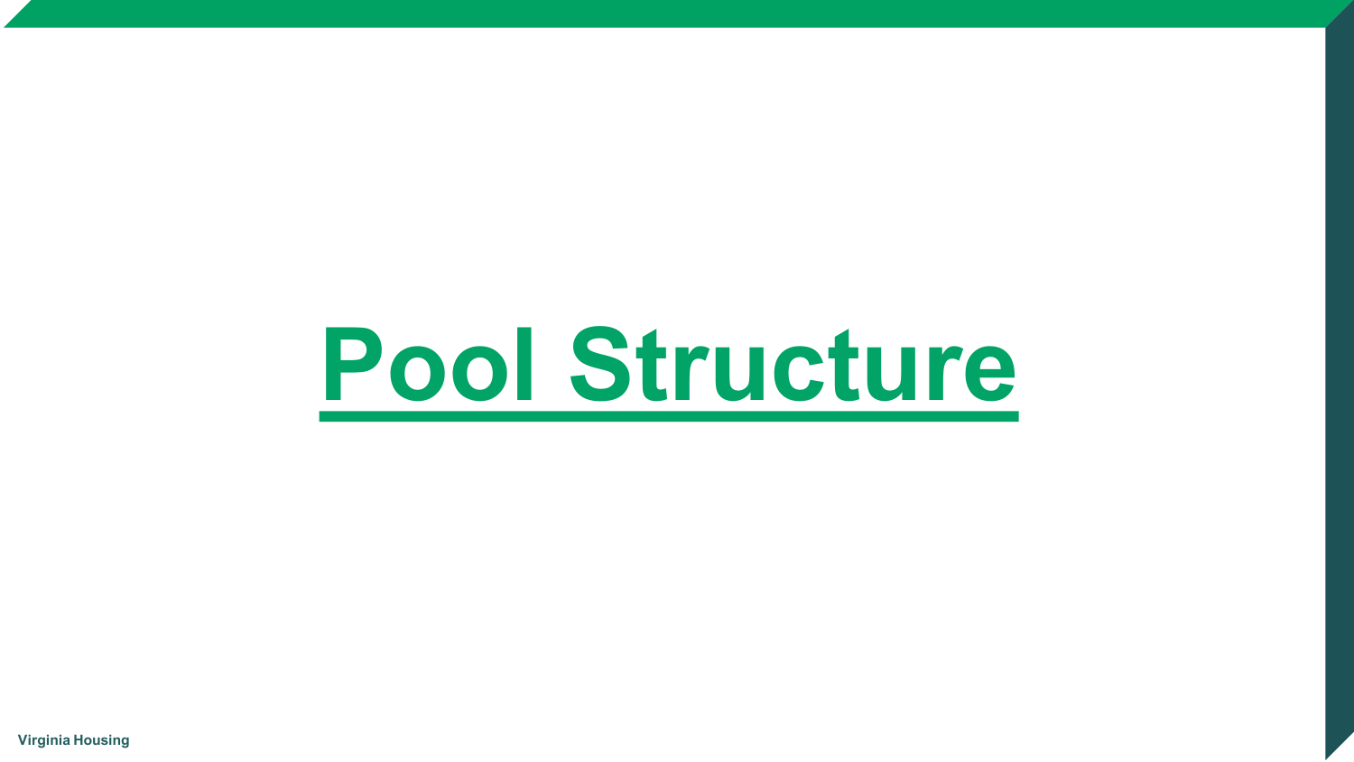# Pool Structure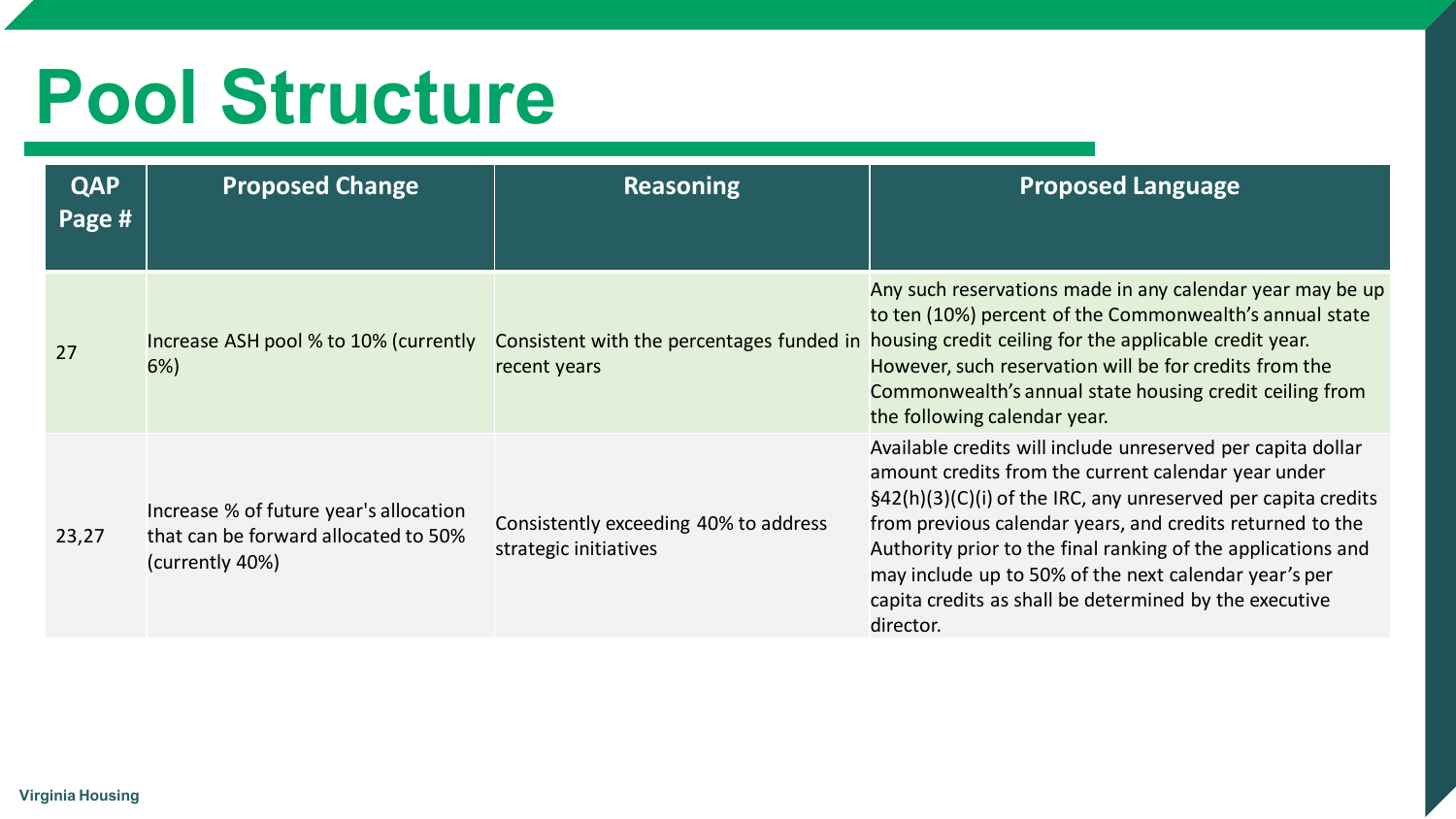# Pool Structure

| QAP Page # | Proposed Change | Reasoning | Proposed Language |
|---|---|---|---|
| 27 | Increase ASH pool % to 10% (currently 6%) | Consistent with the percentages funded in recent years | Any such reservations made in any calendar year may be up to ten (10%) percent of the Commonwealth's annual state housing credit ceiling for the applicable credit year. However, such reservation will be for credits from the Commonwealth's annual state housing credit ceiling from the following calendar year. |
| 23,27 | Increase % of future year's allocation that can be forward allocated to 50% (currently 40%) | Consistently exceeding 40% to address strategic initiatives | Available credits will include unreserved per capita dollar amount credits from the current calendar year under §42(h)(3)(C)(i) of the IRC, any unreserved per capita credits from previous calendar years, and credits returned to the Authority prior to the final ranking of the applications and may include up to 50% of the next calendar year's per capita credits as shall be determined by the executive director. |

Virginia Housing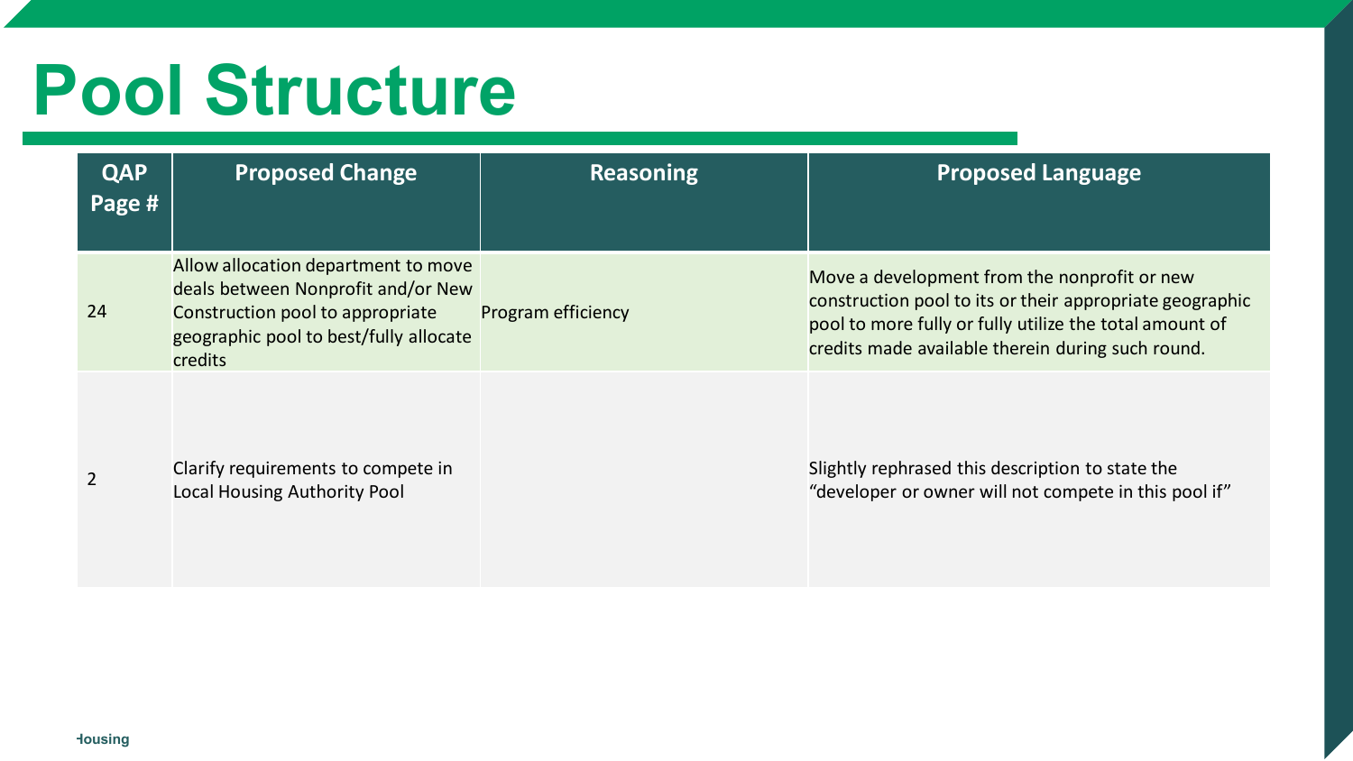# Pool Structure

| QAP Page # | Proposed Change | Reasoning | Proposed Language |
|---|---|---|---|
| 24 | Allow allocation department to move deals between Nonprofit and/or New Construction pool to appropriate geographic pool to best/fully allocate credits | Program efficiency | Move a development from the nonprofit or new construction pool to its or their appropriate geographic pool to more fully or fully utilize the total amount of credits made available therein during such round. |
| 2 | Clarify requirements to compete in Local Housing Authority Pool | | Slightly rephrased this description to state the "developer or owner will not compete in this pool if" |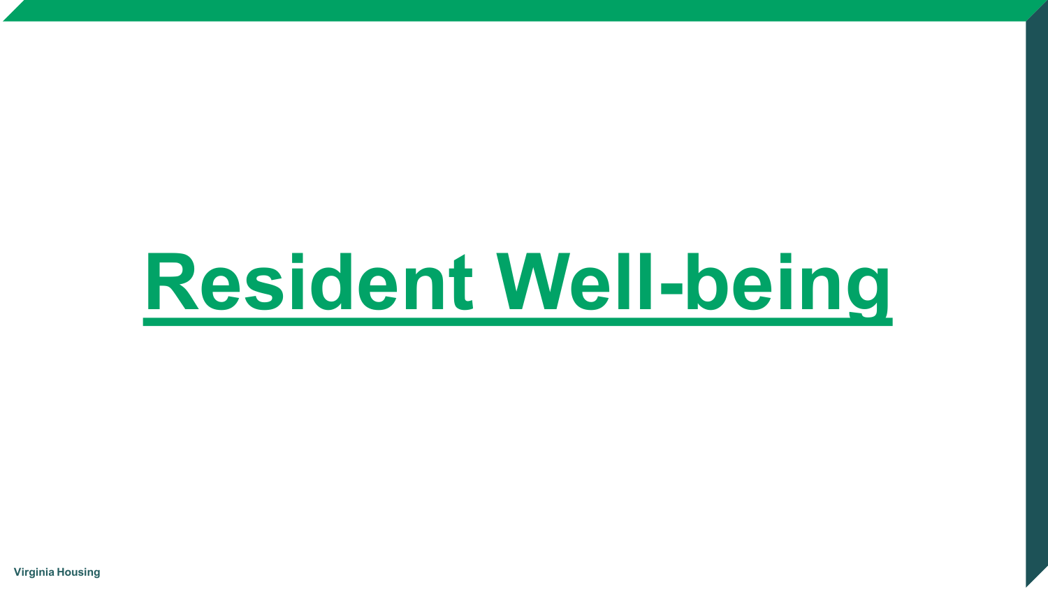# Resident Well-being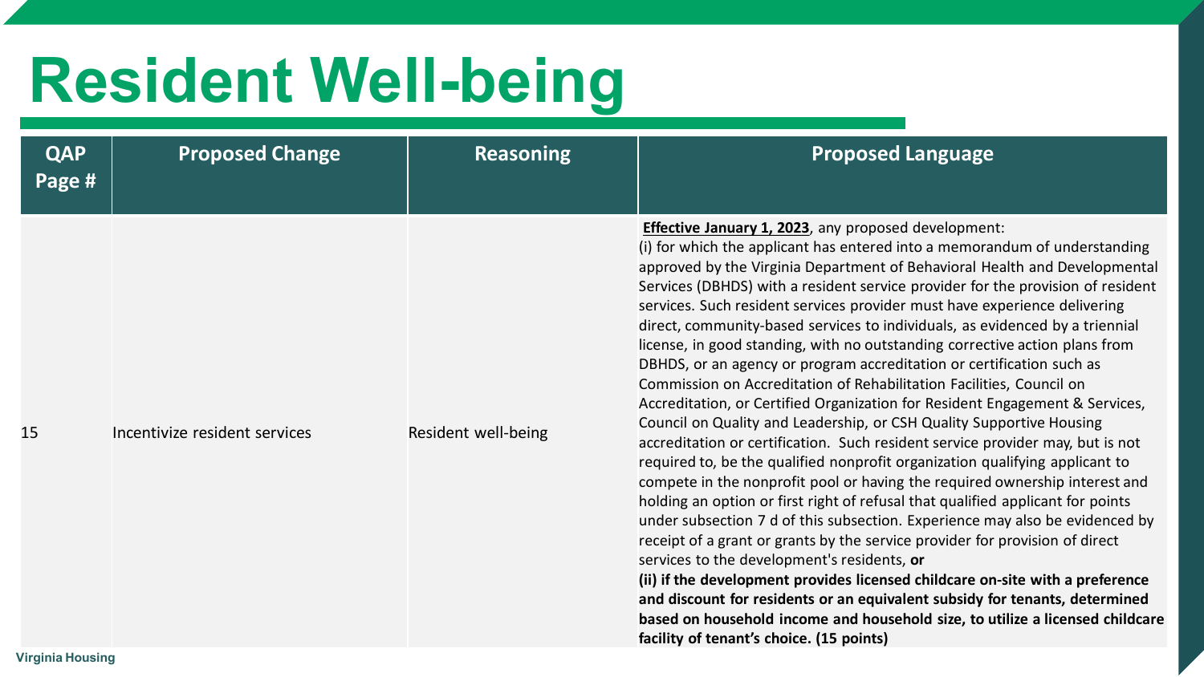# Resident Well-being

| QAP Page # | Proposed Change | Reasoning | Proposed Language |
|---|---|---|---|
| 15 | Incentivize resident services | Resident well-being | **Effective January 1, 2023**, any proposed development: (i) for which the applicant has entered into a memorandum of understanding approved by the Virginia Department of Behavioral Health and Developmental Services (DBHDS) with a resident service provider for the provision of resident services. Such resident services provider must have experience delivering direct, community-based services to individuals, as evidenced by a triennial license, in good standing, with no outstanding corrective action plans from DBHDS, or an agency or program accreditation or certification such as Commission on Accreditation of Rehabilitation Facilities, Council on Accreditation, or Certified Organization for Resident Engagement & Services, Council on Quality and Leadership, or CSH Quality Supportive Housing accreditation or certification. Such resident service provider may, but is not required to, be the qualified nonprofit organization qualifying applicant to compete in the nonprofit pool or having the required ownership interest and holding an option or first right of refusal that qualified applicant for points under subsection 7 d of this subsection. Experience may also be evidenced by receipt of a grant or grants by the service provider for provision of direct services to the development's residents, **or** **(ii) if the development provides licensed childcare on-site with a preference and discount for residents or an equivalent subsidy for tenants, determined based on household income and household size, to utilize a licensed childcare facility of tenant's choice. (15 points)** |

Virginia Housing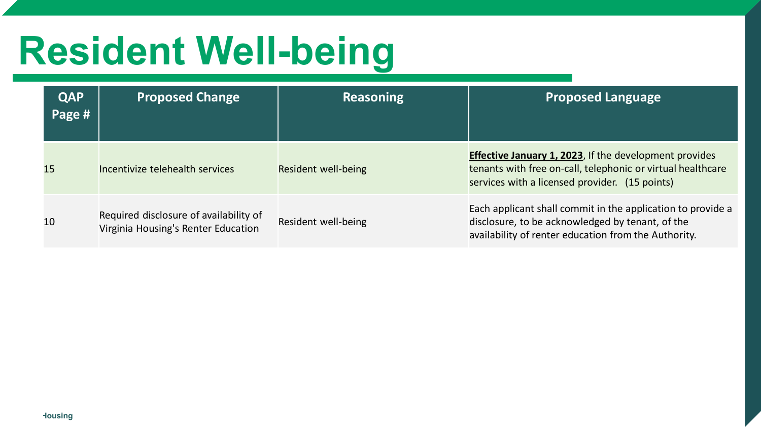# Resident Well-being

| QAP Page # | Proposed Change | Reasoning | Proposed Language |
|---|---|---|---|
| 15 | Incentivize telehealth services | Resident well-being | **Effective January 1, 2023**, If the development provides tenants with free on-call, telephonic or virtual healthcare services with a licensed provider. (15 points) |
| 10 | Required disclosure of availability of Virginia Housing's Renter Education | Resident well-being | Each applicant shall commit in the application to provide a disclosure, to be acknowledged by tenant, of the availability of renter education from the Authority. |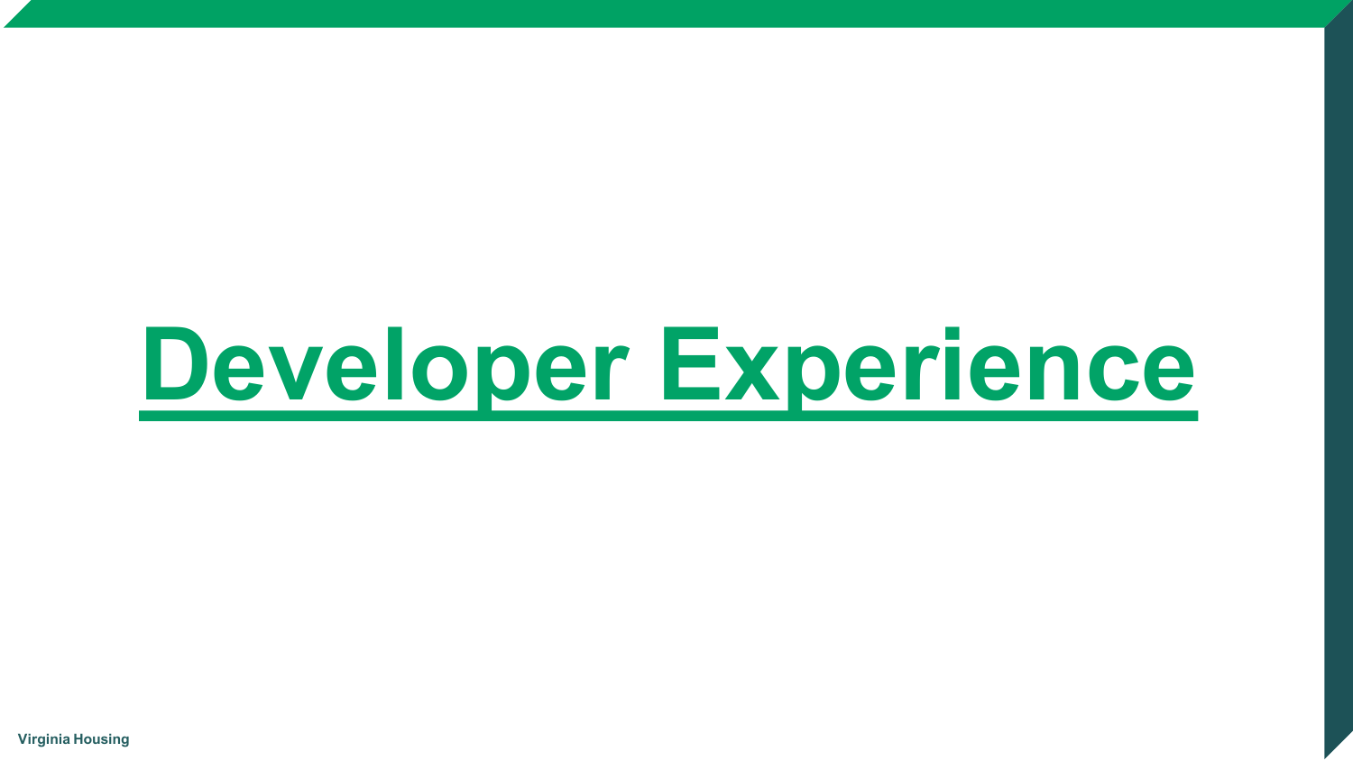# Developer Experience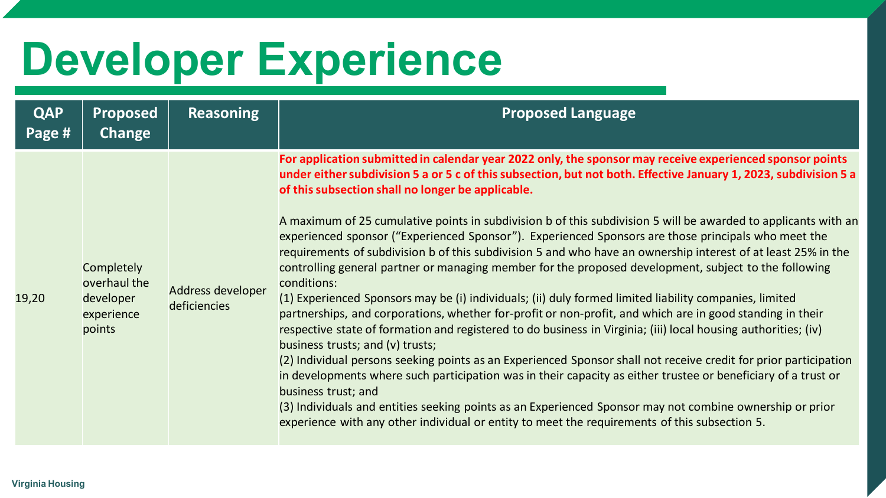# Developer Experience

| QAP Page # | Proposed Change | Reasoning | Proposed Language |
|---|---|---|---|
| 19,20 | Completely overhaul the developer experience points | Address developer deficiencies | **For application submitted in calendar year 2022 only, the sponsor may receive experienced sponsor points under either subdivision 5 a or 5 c of this subsection, but not both. Effective January 1, 2023, subdivision 5 a of this subsection shall no longer be applicable.**<br><br>A maximum of 25 cumulative points in subdivision b of this subdivision 5 will be awarded to applicants with an experienced sponsor ("Experienced Sponsor"). Experienced Sponsors are those principals who meet the requirements of subdivision b of this subdivision 5 and who have an ownership interest of at least 25% in the controlling general partner or managing member for the proposed development, subject to the following conditions:<br>(1) Experienced Sponsors may be (i) individuals; (ii) duly formed limited liability companies, limited partnerships, and corporations, whether for-profit or non-profit, and which are in good standing in their respective state of formation and registered to do business in Virginia; (iii) local housing authorities; (iv) business trusts; and (v) trusts;<br>(2) Individual persons seeking points as an Experienced Sponsor shall not receive credit for prior participation in developments where such participation was in their capacity as either trustee or beneficiary of a trust or business trust; and<br>(3) Individuals and entities seeking points as an Experienced Sponsor may not combine ownership or prior experience with any other individual or entity to meet the requirements of this subsection 5. |

Virginia Housing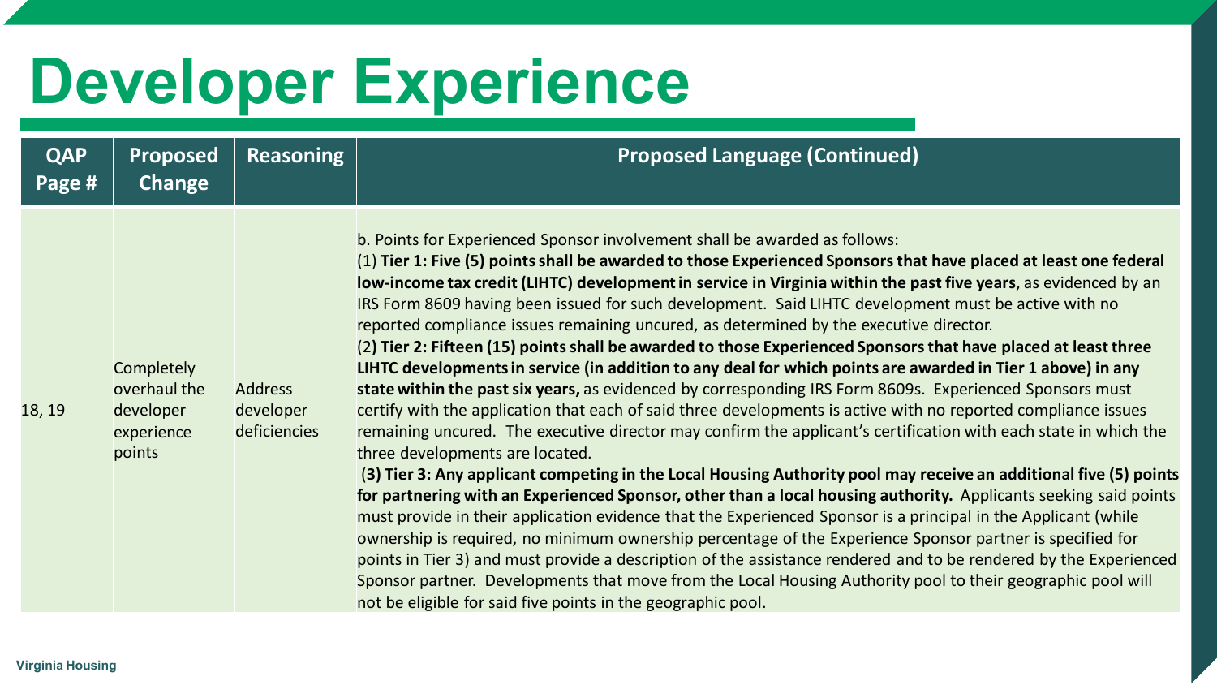# Developer Experience

| QAP Page # | Proposed Change | Reasoning | Proposed Language (Continued) |
|---|---|---|---|
| 18, 19 | Completely overhaul the developer experience points | Address developer deficiencies | b. Points for Experienced Sponsor involvement shall be awarded as follows:<br>(1) **Tier 1: Five (5) points shall be awarded to those Experienced Sponsors that have placed at least one federal low-income tax credit (LIHTC) development in service in Virginia within the past five years**, as evidenced by an IRS Form 8609 having been issued for such development. Said LIHTC development must be active with no reported compliance issues remaining uncured, as determined by the executive director.<br>(2**) Tier 2: Fifteen (15) points shall be awarded to those Experienced Sponsors that have placed at least three LIHTC developments in service (in addition to any deal for which points are awarded in Tier 1 above) in any state within the past six years,** as evidenced by corresponding IRS Form 8609s. Experienced Sponsors must certify with the application that each of said three developments is active with no reported compliance issues remaining uncured. The executive director may confirm the applicant's certification with each state in which the three developments are located.<br>(**3) Tier 3: Any applicant competing in the Local Housing Authority pool may receive an additional five (5) points for partnering with an Experienced Sponsor, other than a local housing authority.** Applicants seeking said points must provide in their application evidence that the Experienced Sponsor is a principal in the Applicant (while ownership is required, no minimum ownership percentage of the Experience Sponsor partner is specified for points in Tier 3) and must provide a description of the assistance rendered and to be rendered by the Experienced Sponsor partner. Developments that move from the Local Housing Authority pool to their geographic pool will not be eligible for said five points in the geographic pool. |

Virginia Housing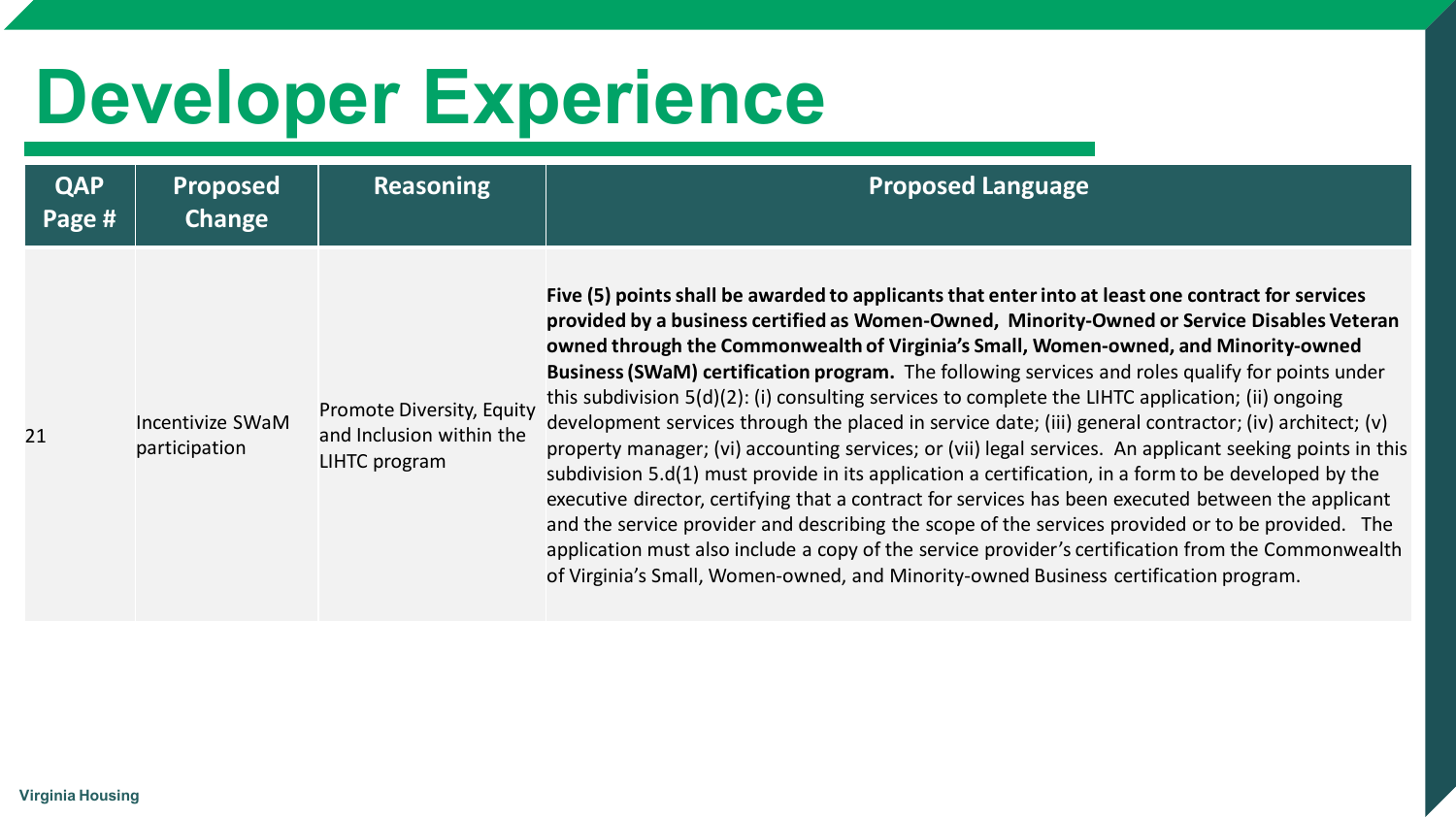# Developer Experience

| QAP Page # | Proposed Change | Reasoning | Proposed Language |
|---|---|---|---|
| 21 | Incentivize SWaM participation | Promote Diversity, Equity and Inclusion within the LIHTC program | **Five (5) points shall be awarded to applicants that enter into at least one contract for services provided by a business certified as Women-Owned, Minority-Owned or Service Disables Veteran owned through the Commonwealth of Virginia's Small, Women-owned, and Minority-owned Business (SWaM) certification program.** The following services and roles qualify for points under this subdivision 5(d)(2): (i) consulting services to complete the LIHTC application; (ii) ongoing development services through the placed in service date; (iii) general contractor; (iv) architect; (v) property manager; (vi) accounting services; or (vii) legal services. An applicant seeking points in this subdivision 5.d(1) must provide in its application a certification, in a form to be developed by the executive director, certifying that a contract for services has been executed between the applicant and the service provider and describing the scope of the services provided or to be provided. The application must also include a copy of the service provider's certification from the Commonwealth of Virginia's Small, Women-owned, and Minority-owned Business certification program. |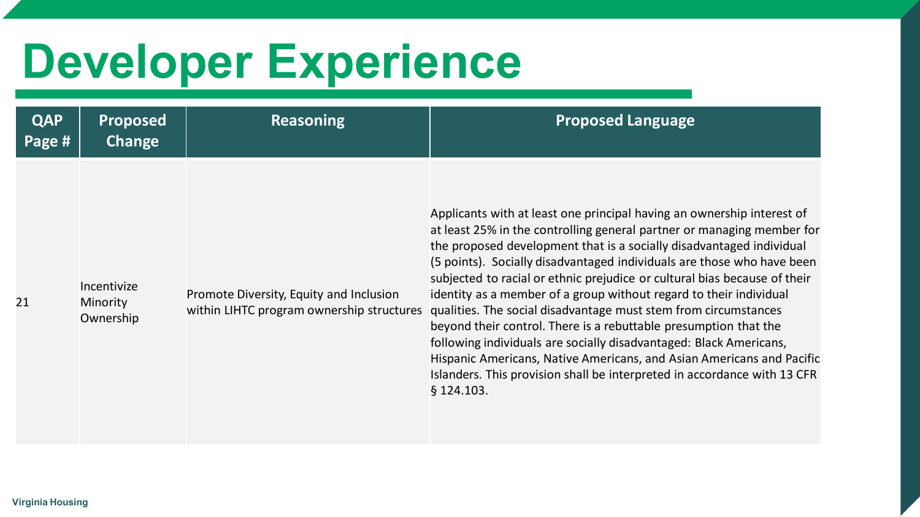# Developer Experience

| QAP Page # | Proposed Change | Reasoning | Proposed Language |
|---|---|---|---|
| 21 | Incentivize Minority Ownership | Promote Diversity, Equity and Inclusion within LIHTC program ownership structures | Applicants with at least one principal having an ownership interest of at least 25% in the controlling general partner or managing member for the proposed development that is a socially disadvantaged individual (5 points). Socially disadvantaged individuals are those who have been subjected to racial or ethnic prejudice or cultural bias because of their identity as a member of a group without regard to their individual qualities. The social disadvantage must stem from circumstances beyond their control. There is a rebuttable presumption that the following individuals are socially disadvantaged: Black Americans, Hispanic Americans, Native Americans, and Asian Americans and Pacific Islanders. This provision shall be interpreted in accordance with 13 CFR § 124.103. |

Virginia Housing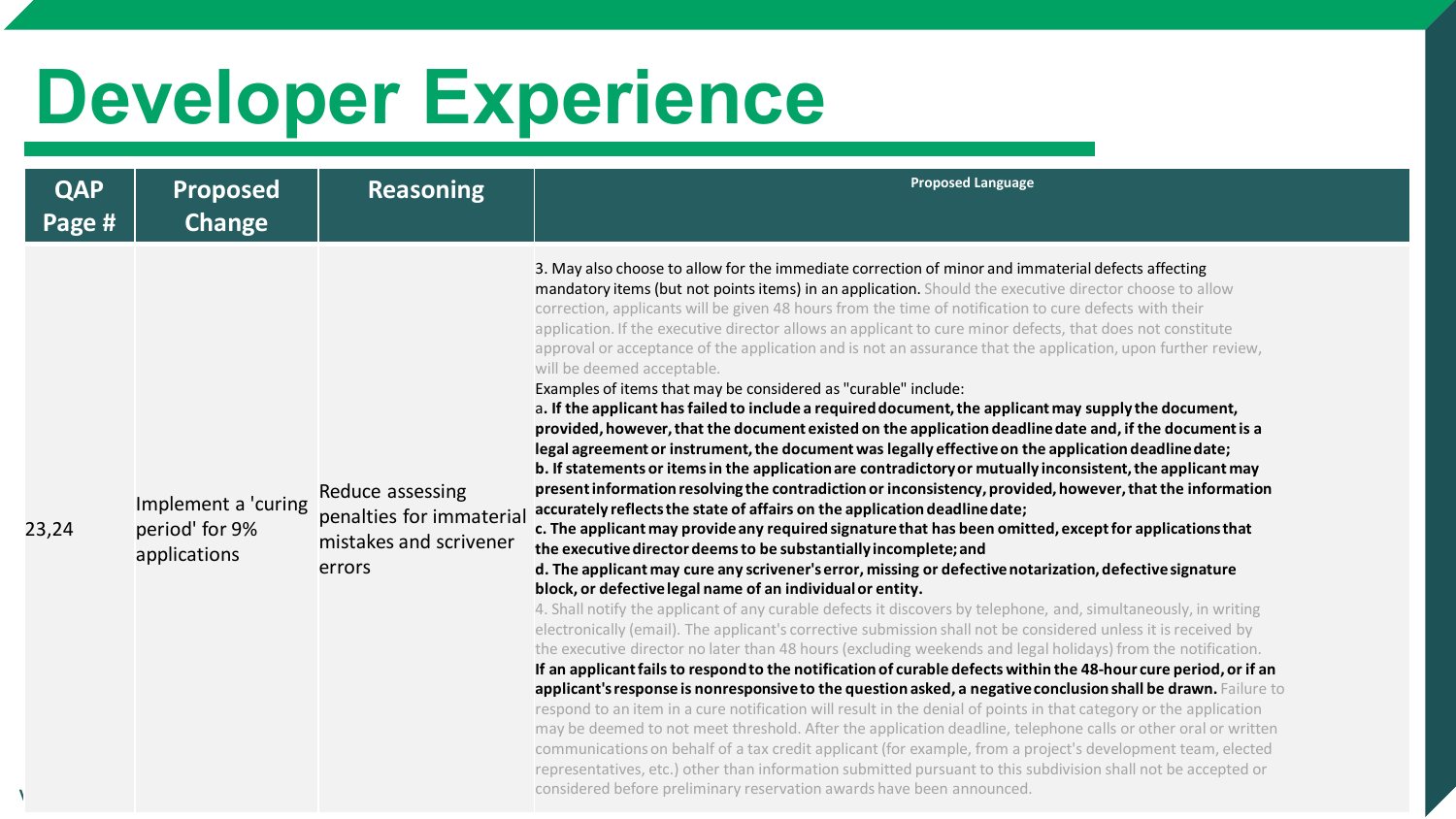# Developer Experience

| QAP Page # | Proposed Change | Reasoning | Proposed Language |
|---|---|---|---|
| 23,24 | Implement a 'curing period' for 9% applications | Reduce assessing penalties for immaterial mistakes and scrivener errors | 3. May also choose to allow for the immediate correction of minor and immaterial defects affecting mandatory items (but not points items) in an application. Should the executive director choose to allow correction, applicants will be given 48 hours from the time of notification to cure defects with their application. If the executive director allows an applicant to cure minor defects, that does not constitute approval or acceptance of the application and is not an assurance that the application, upon further review, will be deemed acceptable.<br>Examples of items that may be considered as "curable" include:<br>a. **If the applicant has failed to include a required document, the applicant may supply the document, provided, however, that the document existed on the application deadline date and, if the document is a legal agreement or instrument, the document was legally effective on the application deadline date;**<br>**b. If statements or items in the application are contradictory or mutually inconsistent, the applicant may present information resolving the contradiction or inconsistency, provided, however, that the information accurately reflects the state of affairs on the application deadline date;**<br>**c. The applicant may provide any required signature that has been omitted, except for applications that the executive director deems to be substantially incomplete; and**<br>**d. The applicant may cure any scrivener's error, missing or defective notarization, defective signature block, or defective legal name of an individual or entity.**<br>4. Shall notify the applicant of any curable defects it discovers by telephone, and, simultaneously, in writing electronically (email). The applicant's corrective submission shall not be considered unless it is received by the executive director no later than 48 hours (excluding weekends and legal holidays) from the notification.<br>**If an applicant fails to respond to the notification of curable defects within the 48-hour cure period, or if an applicant's response is nonresponsive to the question asked, a negative conclusion shall be drawn.** Failure to respond to an item in a cure notification will result in the denial of points in that category or the application may be deemed to not meet threshold. After the application deadline, telephone calls or other oral or written communications on behalf of a tax credit applicant (for example, from a project's development team, elected representatives, etc.) other than information submitted pursuant to this subdivision shall not be accepted or considered before preliminary reservation awards have been announced. |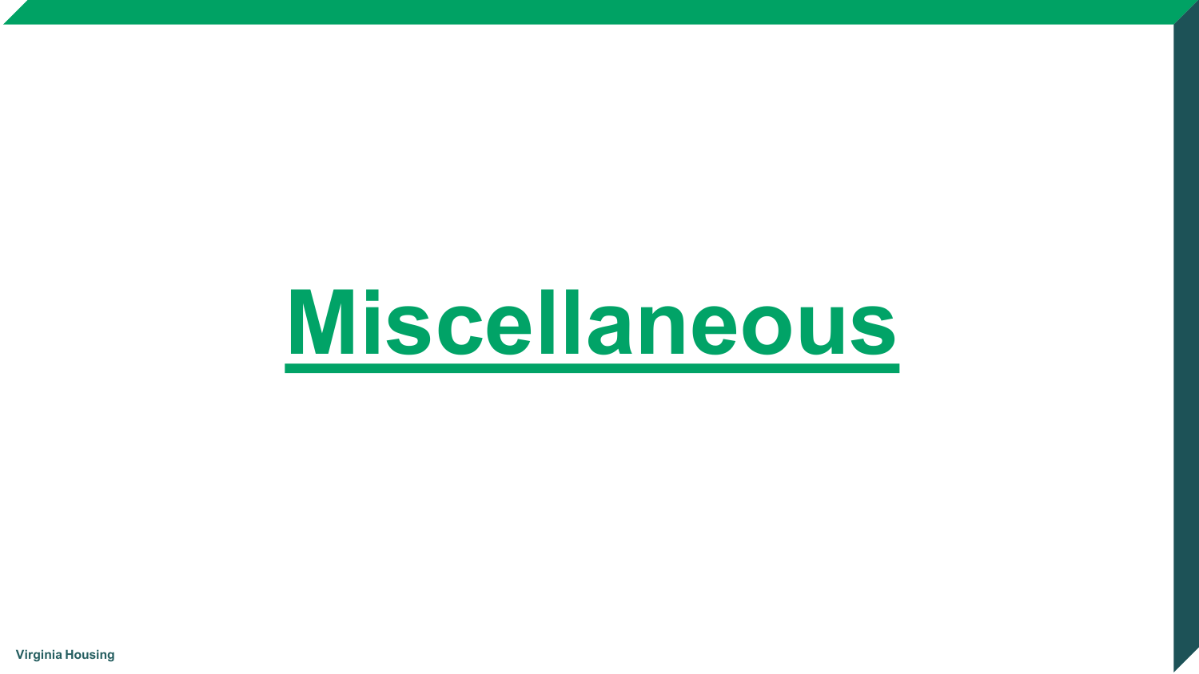# Miscellaneous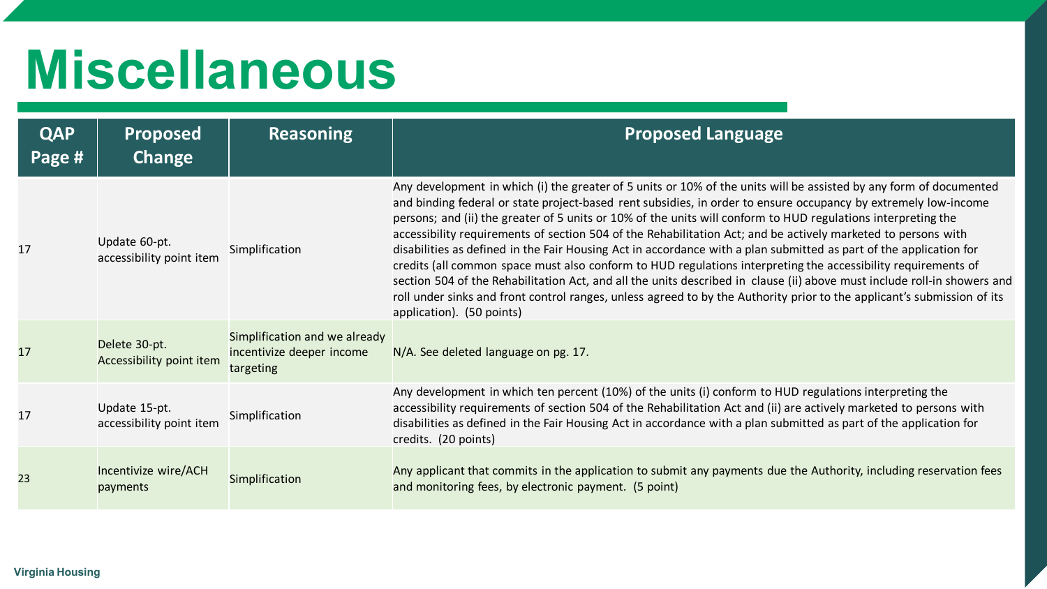# Miscellaneous

| QAP Page # | Proposed Change | Reasoning | Proposed Language |
|---|---|---|---|
| 17 | Update 60-pt. accessibility point item | Simplification | Any development in which (i) the greater of 5 units or 10% of the units will be assisted by any form of documented and binding federal or state project-based rent subsidies, in order to ensure occupancy by extremely low-income persons; and (ii) the greater of 5 units or 10% of the units will conform to HUD regulations interpreting the accessibility requirements of section 504 of the Rehabilitation Act; and be actively marketed to persons with disabilities as defined in the Fair Housing Act in accordance with a plan submitted as part of the application for credits (all common space must also conform to HUD regulations interpreting the accessibility requirements of section 504 of the Rehabilitation Act, and all the units described in clause (ii) above must include roll-in showers and roll under sinks and front control ranges, unless agreed to by the Authority prior to the applicant's submission of its application). (50 points) |
| 17 | Delete 30-pt. Accessibility point item | Simplification and we already incentivize deeper income targeting | N/A. See deleted language on pg. 17. |
| 17 | Update 15-pt. accessibility point item | Simplification | Any development in which ten percent (10%) of the units (i) conform to HUD regulations interpreting the accessibility requirements of section 504 of the Rehabilitation Act and (ii) are actively marketed to persons with disabilities as defined in the Fair Housing Act in accordance with a plan submitted as part of the application for credits. (20 points) |
| 23 | Incentivize wire/ACH payments | Simplification | Any applicant that commits in the application to submit any payments due the Authority, including reservation fees and monitoring fees, by electronic payment. (5 point) |

Virginia Housing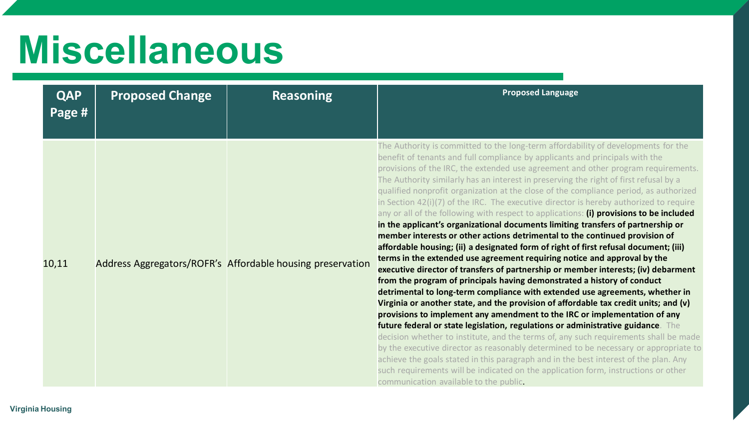# Miscellaneous

| QAP Page # | Proposed Change | Reasoning | Proposed Language |
|---|---|---|---|
| 10,11 | Address Aggregators/ROFR's | Affordable housing preservation | The Authority is committed to the long-term affordability of developments for the benefit of tenants and full compliance by applicants and principals with the provisions of the IRC, the extended use agreement and other program requirements. The Authority similarly has an interest in preserving the right of first refusal by a qualified nonprofit organization at the close of the compliance period, as authorized in Section 42(i)(7) of the IRC. The executive director is hereby authorized to require any or all of the following with respect to applications: **(i) provisions to be included in the applicant's organizational documents limiting transfers of partnership or member interests or other actions detrimental to the continued provision of affordable housing; (ii) a designated form of right of first refusal document; (iii) terms in the extended use agreement requiring notice and approval by the executive director of transfers of partnership or member interests; (iv) debarment from the program of principals having demonstrated a history of conduct detrimental to long-term compliance with extended use agreements, whether in Virginia or another state, and the provision of affordable tax credit units; and (v) provisions to implement any amendment to the IRC or implementation of any future federal or state legislation, regulations or administrative guidance**. The decision whether to institute, and the terms of, any such requirements shall be made by the executive director as reasonably determined to be necessary or appropriate to achieve the goals stated in this paragraph and in the best interest of the plan. Any such requirements will be indicated on the application form, instructions or other communication available to the public. |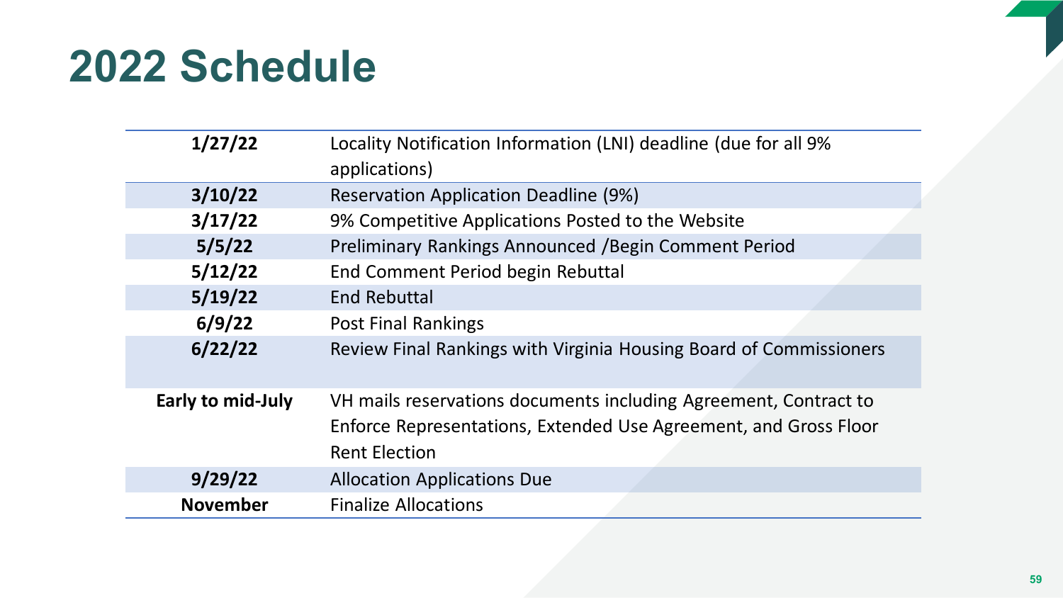# 2022 Schedule

| Date | Event |
|---|---|
| **1/27/22** | Locality Notification Information (LNI) deadline (due for all 9% applications) |
| **3/10/22** | Reservation Application Deadline (9%) |
| **3/17/22** | 9% Competitive Applications Posted to the Website |
| **5/5/22** | Preliminary Rankings Announced /Begin Comment Period |
| **5/12/22** | End Comment Period begin Rebuttal |
| **5/19/22** | End Rebuttal |
| **6/9/22** | Post Final Rankings |
| **6/22/22** | Review Final Rankings with Virginia Housing Board of Commissioners |
| **Early to mid-July** | VH mails reservations documents including Agreement, Contract to Enforce Representations, Extended Use Agreement, and Gross Floor Rent Election |
| **9/29/22** | Allocation Applications Due |
| **November** | Finalize Allocations |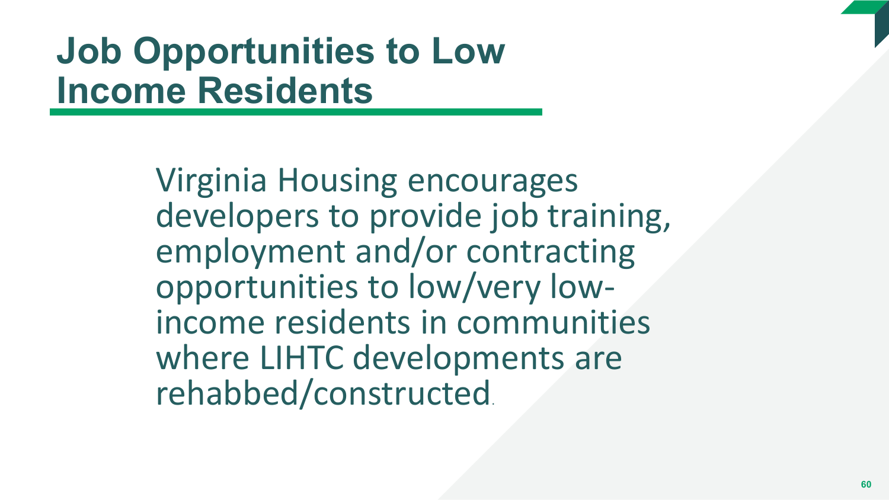# Job Opportunities to Low Income Residents

Virginia Housing encourages developers to provide job training, employment and/or contracting opportunities to low/very low-income residents in communities where LIHTC developments are rehabbed/constructed.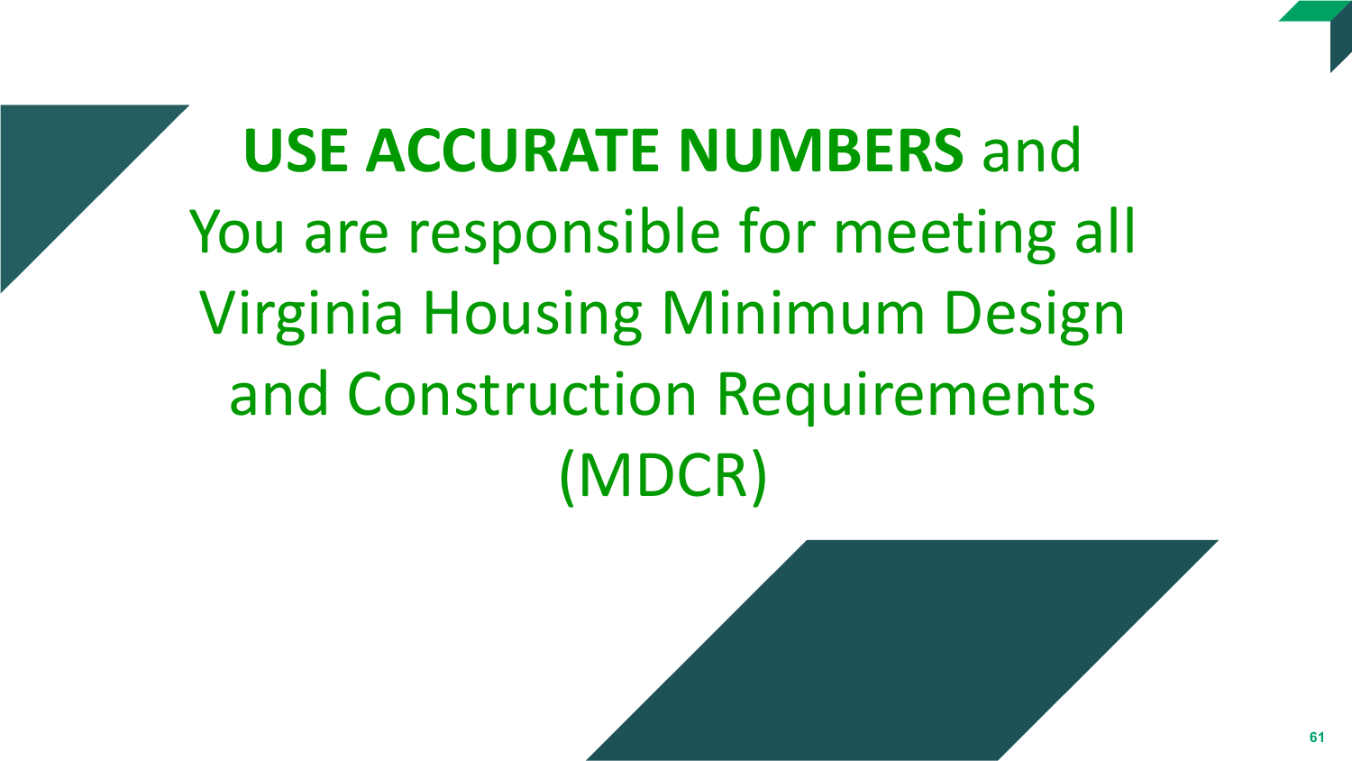**USE ACCURATE NUMBERS** and You are responsible for meeting all Virginia Housing Minimum Design and Construction Requirements (MDCR)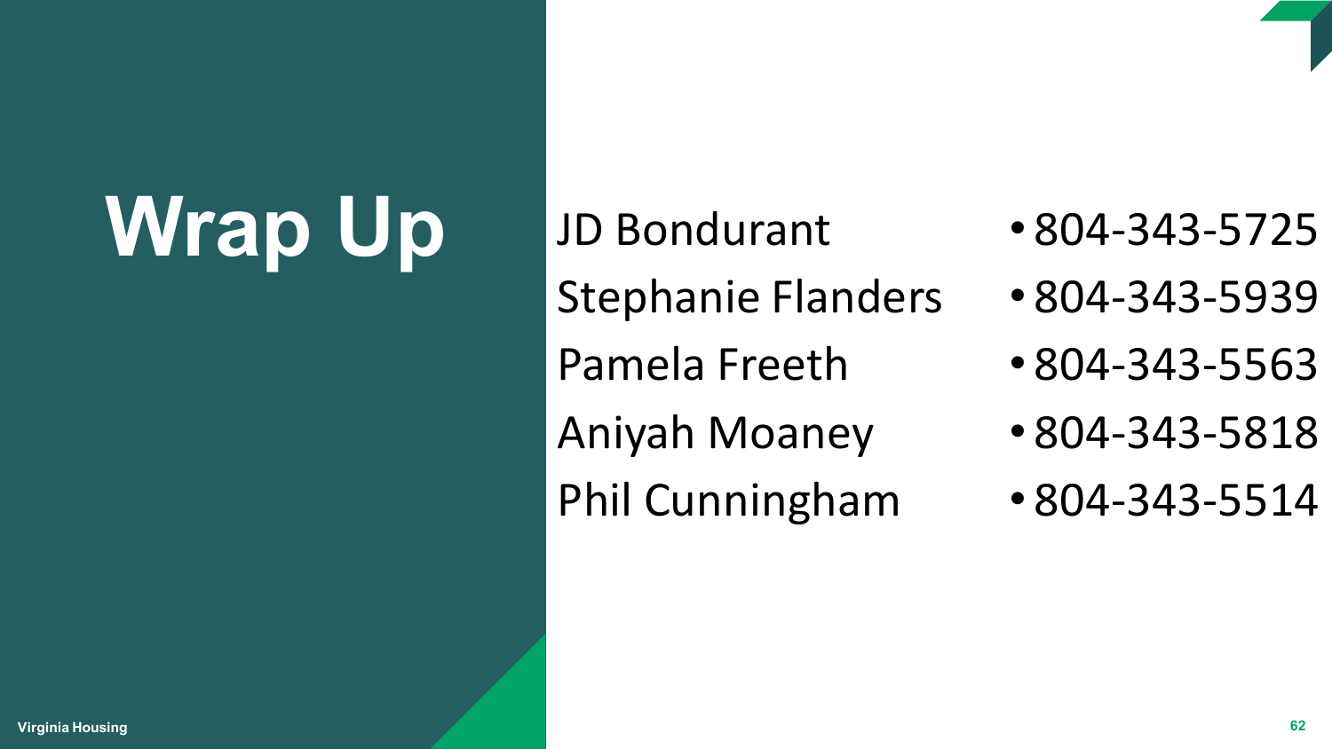# Wrap Up

JD Bondurant
Stephanie Flanders
Pamela Freeth
Aniyah Moaney
Phil Cunningham

- 804-343-5725
- 804-343-5939
- 804-343-5563
- 804-343-5818
- 804-343-5514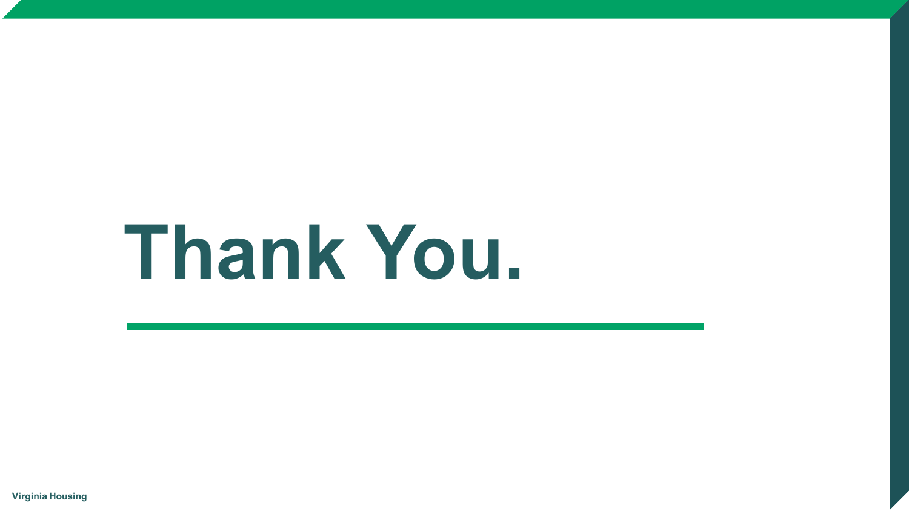# Thank You.